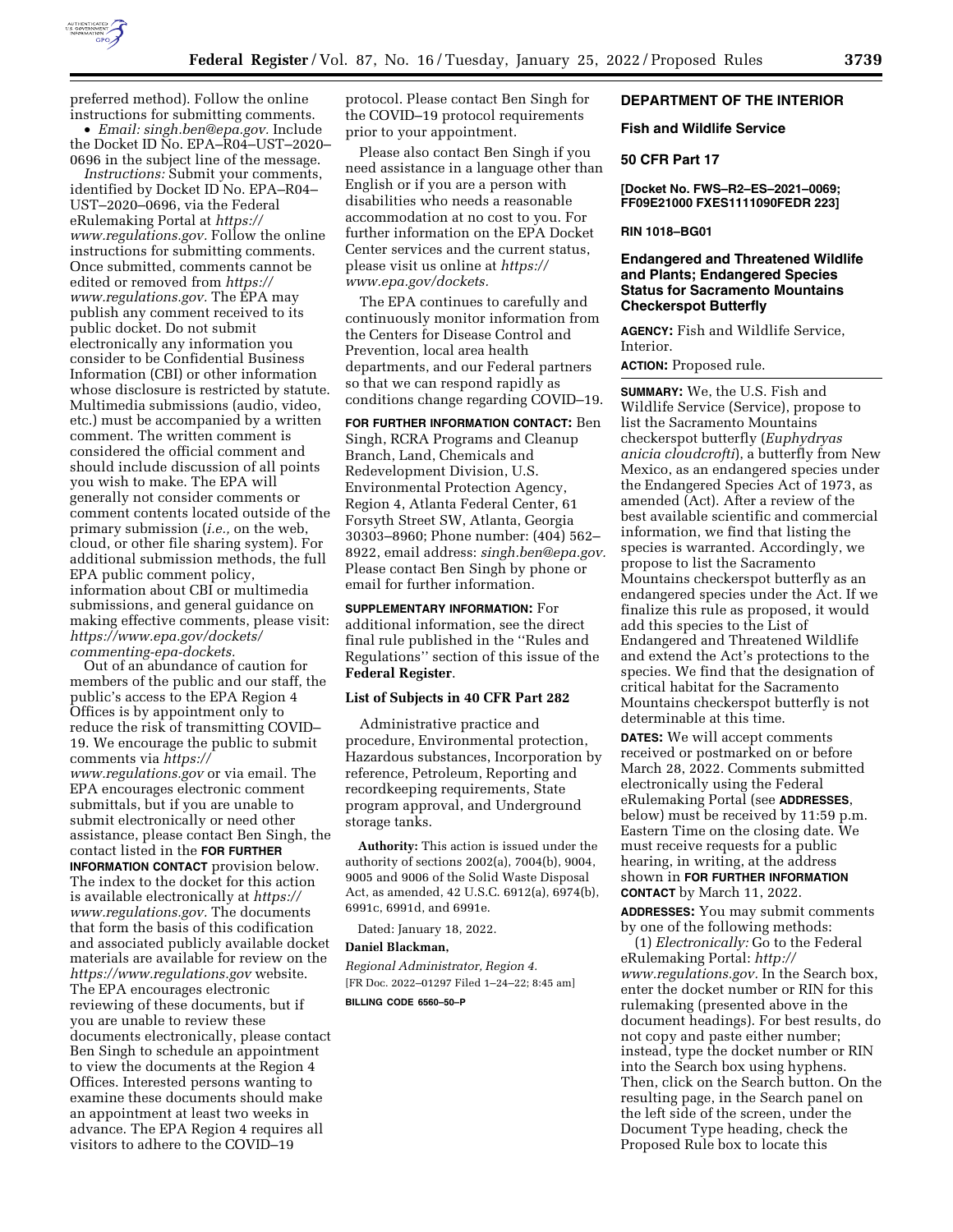preferred method). Follow the online instructions for submitting comments.

- *Email: singh.ben@epa.gov.* Include the Docket ID No. EPA–R04–UST–2020–0696 in the subject line of the message.

*Instructions:* Submit your comments, identified by Docket ID No. EPA–R04–UST–2020–0696, via the Federal eRulemaking Portal at *https://www.regulations.gov.* Follow the online instructions for submitting comments. Once submitted, comments cannot be edited or removed from *https://www.regulations.gov.* The EPA may publish any comment received to its public docket. Do not submit electronically any information you consider to be Confidential Business Information (CBI) or other information whose disclosure is restricted by statute. Multimedia submissions (audio, video, etc.) must be accompanied by a written comment. The written comment is considered the official comment and should include discussion of all points you wish to make. The EPA will generally not consider comments or comment contents located outside of the primary submission (*i.e.,* on the web, cloud, or other file sharing system). For additional submission methods, the full EPA public comment policy, information about CBI or multimedia submissions, and general guidance on making effective comments, please visit: *https://www.epa.gov/dockets/commenting-epa-dockets.*

Out of an abundance of caution for members of the public and our staff, the public's access to the EPA Region 4 Offices is by appointment only to reduce the risk of transmitting COVID–19. We encourage the public to submit comments via *https://www.regulations.gov* or via email. The EPA encourages electronic comment submittals, but if you are unable to submit electronically or need other assistance, please contact Ben Singh, the contact listed in the **FOR FURTHER INFORMATION CONTACT** provision below. The index to the docket for this action is available electronically at *https://www.regulations.gov.* The documents that form the basis of this codification and associated publicly available docket materials are available for review on the *https://www.regulations.gov* website. The EPA encourages electronic reviewing of these documents, but if you are unable to review these documents electronically, please contact Ben Singh to schedule an appointment to view the documents at the Region 4 Offices. Interested persons wanting to examine these documents should make an appointment at least two weeks in advance. The EPA Region 4 requires all visitors to adhere to the COVID–19 protocol. Please contact Ben Singh for the COVID–19 protocol requirements prior to your appointment.

Please also contact Ben Singh if you need assistance in a language other than English or if you are a person with disabilities who needs a reasonable accommodation at no cost to you. For further information on the EPA Docket Center services and the current status, please visit us online at *https://www.epa.gov/dockets.*

The EPA continues to carefully and continuously monitor information from the Centers for Disease Control and Prevention, local area health departments, and our Federal partners so that we can respond rapidly as conditions change regarding COVID–19.

**FOR FURTHER INFORMATION CONTACT:** Ben Singh, RCRA Programs and Cleanup Branch, Land, Chemicals and Redevelopment Division, U.S. Environmental Protection Agency, Region 4, Atlanta Federal Center, 61 Forsyth Street SW, Atlanta, Georgia 30303–8960; Phone number: (404) 562–8922, email address: *singh.ben@epa.gov.* Please contact Ben Singh by phone or email for further information.

**SUPPLEMENTARY INFORMATION:** For additional information, see the direct final rule published in the "Rules and Regulations" section of this issue of the **Federal Register**.

## List of Subjects in 40 CFR Part 282

Administrative practice and procedure, Environmental protection, Hazardous substances, Incorporation by reference, Petroleum, Reporting and recordkeeping requirements, State program approval, and Underground storage tanks.

**Authority:** This action is issued under the authority of sections 2002(a), 7004(b), 9004, 9005 and 9006 of the Solid Waste Disposal Act, as amended, 42 U.S.C. 6912(a), 6974(b), 6991c, 6991d, and 6991e.

Dated: January 18, 2022.

**Daniel Blackman,**

*Regional Administrator, Region 4.*

[FR Doc. 2022–01297 Filed 1–24–22; 8:45 am]

**BILLING CODE 6560–50–P**

---

## DEPARTMENT OF THE INTERIOR

## Fish and Wildlife Service

## 50 CFR Part 17

**[Docket No. FWS–R2–ES–2021–0069; FF09E21000 FXES1111090FEDR 223]**

**RIN 1018–BG01**

## Endangered and Threatened Wildlife and Plants; Endangered Species Status for Sacramento Mountains Checkerspot Butterfly

**AGENCY:** Fish and Wildlife Service, Interior.

**ACTION:** Proposed rule.

**SUMMARY:** We, the U.S. Fish and Wildlife Service (Service), propose to list the Sacramento Mountains checkerspot butterfly (*Euphydryas anicia cloudcrofti*), a butterfly from New Mexico, as an endangered species under the Endangered Species Act of 1973, as amended (Act). After a review of the best available scientific and commercial information, we find that listing the species is warranted. Accordingly, we propose to list the Sacramento Mountains checkerspot butterfly as an endangered species under the Act. If we finalize this rule as proposed, it would add this species to the List of Endangered and Threatened Wildlife and extend the Act's protections to the species. We find that the designation of critical habitat for the Sacramento Mountains checkerspot butterfly is not determinable at this time.

**DATES:** We will accept comments received or postmarked on or before March 28, 2022. Comments submitted electronically using the Federal eRulemaking Portal (see **ADDRESSES**, below) must be received by 11:59 p.m. Eastern Time on the closing date. We must receive requests for a public hearing, in writing, at the address shown in **FOR FURTHER INFORMATION CONTACT** by March 11, 2022.

**ADDRESSES:** You may submit comments by one of the following methods:

(1) *Electronically:* Go to the Federal eRulemaking Portal: *http://www.regulations.gov.* In the Search box, enter the docket number or RIN for this rulemaking (presented above in the document headings). For best results, do not copy and paste either number; instead, type the docket number or RIN into the Search box using hyphens. Then, click on the Search button. On the resulting page, in the Search panel on the left side of the screen, under the Document Type heading, check the Proposed Rule box to locate this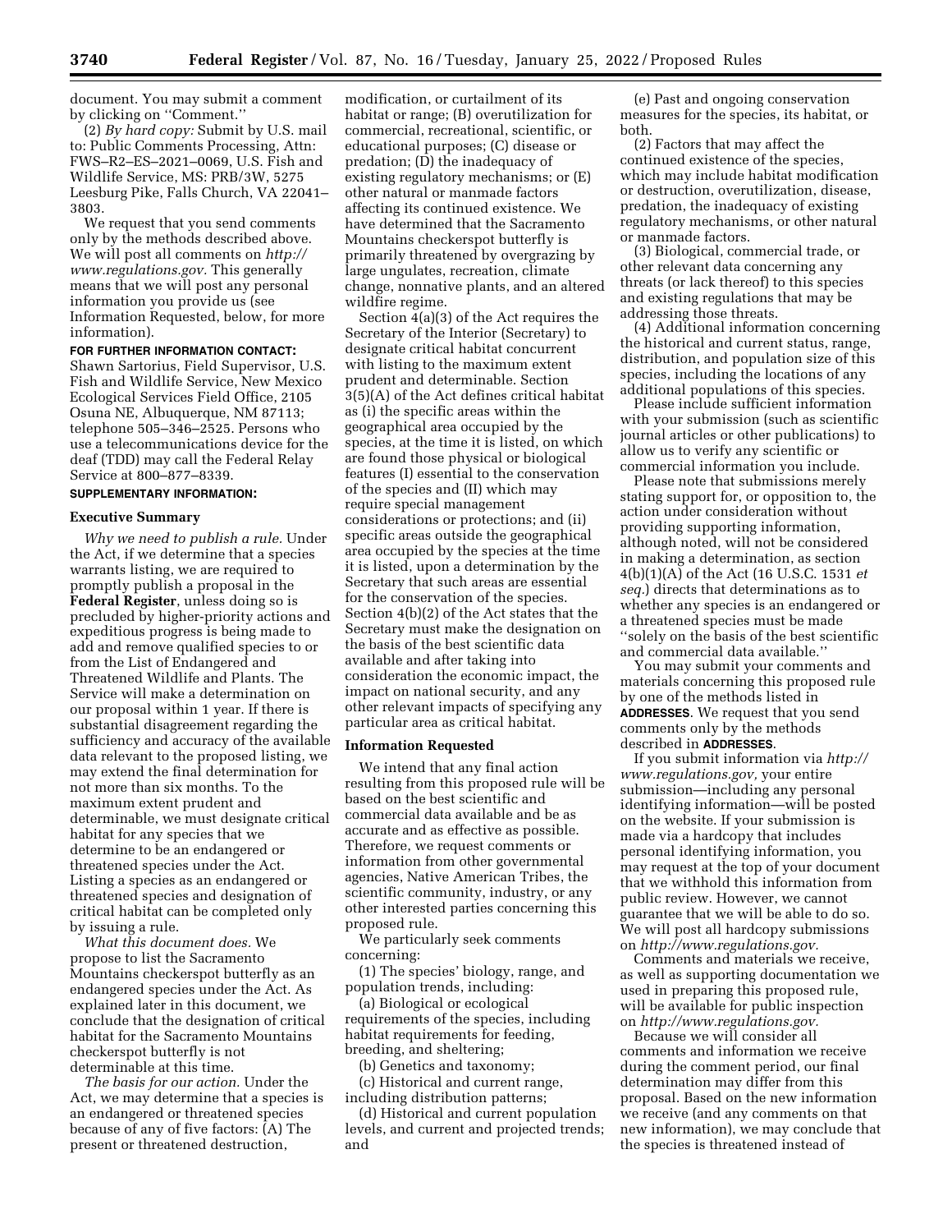document. You may submit a comment by clicking on ''Comment.''

(2) *By hard copy:* Submit by U.S. mail to: Public Comments Processing, Attn: FWS–R2–ES–2021–0069, U.S. Fish and Wildlife Service, MS: PRB/3W, 5275 Leesburg Pike, Falls Church, VA 22041–3803.

We request that you send comments only by the methods described above. We will post all comments on *http://www.regulations.gov.* This generally means that we will post any personal information you provide us (see Information Requested, below, for more information).

**FOR FURTHER INFORMATION CONTACT:** Shawn Sartorius, Field Supervisor, U.S. Fish and Wildlife Service, New Mexico Ecological Services Field Office, 2105 Osuna NE, Albuquerque, NM 87113; telephone 505–346–2525. Persons who use a telecommunications device for the deaf (TDD) may call the Federal Relay Service at 800–877–8339.

**SUPPLEMENTARY INFORMATION:**

## Executive Summary

*Why we need to publish a rule.* Under the Act, if we determine that a species warrants listing, we are required to promptly publish a proposal in the **Federal Register**, unless doing so is precluded by higher-priority actions and expeditious progress is being made to add and remove qualified species to or from the List of Endangered and Threatened Wildlife and Plants. The Service will make a determination on our proposal within 1 year. If there is substantial disagreement regarding the sufficiency and accuracy of the available data relevant to the proposed listing, we may extend the final determination for not more than six months. To the maximum extent prudent and determinable, we must designate critical habitat for any species that we determine to be an endangered or threatened species under the Act. Listing a species as an endangered or threatened species and designation of critical habitat can be completed only by issuing a rule.

*What this document does.* We propose to list the Sacramento Mountains checkerspot butterfly as an endangered species under the Act. As explained later in this document, we conclude that the designation of critical habitat for the Sacramento Mountains checkerspot butterfly is not determinable at this time.

*The basis for our action.* Under the Act, we may determine that a species is an endangered or threatened species because of any of five factors: (A) The present or threatened destruction, modification, or curtailment of its habitat or range; (B) overutilization for commercial, recreational, scientific, or educational purposes; (C) disease or predation; (D) the inadequacy of existing regulatory mechanisms; or (E) other natural or manmade factors affecting its continued existence. We have determined that the Sacramento Mountains checkerspot butterfly is primarily threatened by overgrazing by large ungulates, recreation, climate change, nonnative plants, and an altered wildfire regime.

Section 4(a)(3) of the Act requires the Secretary of the Interior (Secretary) to designate critical habitat concurrent with listing to the maximum extent prudent and determinable. Section 3(5)(A) of the Act defines critical habitat as (i) the specific areas within the geographical area occupied by the species, at the time it is listed, on which are found those physical or biological features (I) essential to the conservation of the species and (II) which may require special management considerations or protections; and (ii) specific areas outside the geographical area occupied by the species at the time it is listed, upon a determination by the Secretary that such areas are essential for the conservation of the species. Section 4(b)(2) of the Act states that the Secretary must make the designation on the basis of the best scientific data available and after taking into consideration the economic impact, the impact on national security, and any other relevant impacts of specifying any particular area as critical habitat.

## Information Requested

We intend that any final action resulting from this proposed rule will be based on the best scientific and commercial data available and be as accurate and as effective as possible. Therefore, we request comments or information from other governmental agencies, Native American Tribes, the scientific community, industry, or any other interested parties concerning this proposed rule.

We particularly seek comments concerning:

(1) The species' biology, range, and population trends, including:

(a) Biological or ecological requirements of the species, including habitat requirements for feeding, breeding, and sheltering;

(b) Genetics and taxonomy;

(c) Historical and current range, including distribution patterns;

(d) Historical and current population levels, and current and projected trends; and

(e) Past and ongoing conservation measures for the species, its habitat, or both.

(2) Factors that may affect the continued existence of the species, which may include habitat modification or destruction, overutilization, disease, predation, the inadequacy of existing regulatory mechanisms, or other natural or manmade factors.

(3) Biological, commercial trade, or other relevant data concerning any threats (or lack thereof) to this species and existing regulations that may be addressing those threats.

(4) Additional information concerning the historical and current status, range, distribution, and population size of this species, including the locations of any additional populations of this species.

Please include sufficient information with your submission (such as scientific journal articles or other publications) to allow us to verify any scientific or commercial information you include.

Please note that submissions merely stating support for, or opposition to, the action under consideration without providing supporting information, although noted, will not be considered in making a determination, as section 4(b)(1)(A) of the Act (16 U.S.C. 1531 *et seq.*) directs that determinations as to whether any species is an endangered or a threatened species must be made ''solely on the basis of the best scientific and commercial data available.''

You may submit your comments and materials concerning this proposed rule by one of the methods listed in **ADDRESSES**. We request that you send comments only by the methods described in **ADDRESSES**.

If you submit information via *http://www.regulations.gov,* your entire submission—including any personal identifying information—will be posted on the website. If your submission is made via a hardcopy that includes personal identifying information, you may request at the top of your document that we withhold this information from public review. However, we cannot guarantee that we will be able to do so. We will post all hardcopy submissions on *http://www.regulations.gov.*

Comments and materials we receive, as well as supporting documentation we used in preparing this proposed rule, will be available for public inspection on *http://www.regulations.gov.*

Because we will consider all comments and information we receive during the comment period, our final determination may differ from this proposal. Based on the new information we receive (and any comments on that new information), we may conclude that the species is threatened instead of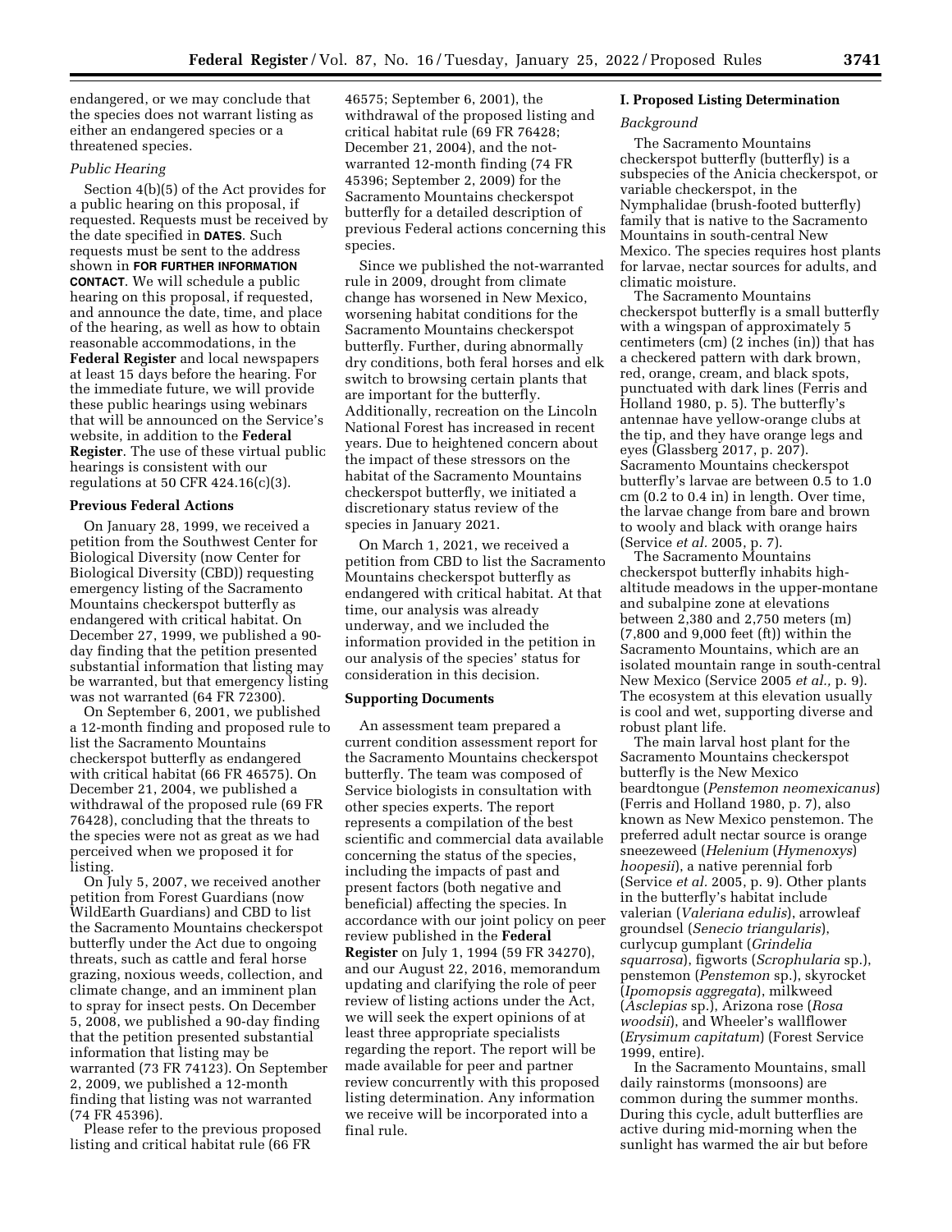endangered, or we may conclude that the species does not warrant listing as either an endangered species or a threatened species.

*Public Hearing*

Section 4(b)(5) of the Act provides for a public hearing on this proposal, if requested. Requests must be received by the date specified in **DATES**. Such requests must be sent to the address shown in **FOR FURTHER INFORMATION CONTACT**. We will schedule a public hearing on this proposal, if requested, and announce the date, time, and place of the hearing, as well as how to obtain reasonable accommodations, in the **Federal Register** and local newspapers at least 15 days before the hearing. For the immediate future, we will provide these public hearings using webinars that will be announced on the Service's website, in addition to the **Federal Register**. The use of these virtual public hearings is consistent with our regulations at 50 CFR 424.16(c)(3).

**Previous Federal Actions**

On January 28, 1999, we received a petition from the Southwest Center for Biological Diversity (now Center for Biological Diversity (CBD)) requesting emergency listing of the Sacramento Mountains checkerspot butterfly as endangered with critical habitat. On December 27, 1999, we published a 90-day finding that the petition presented substantial information that listing may be warranted, but that emergency listing was not warranted (64 FR 72300).

On September 6, 2001, we published a 12-month finding and proposed rule to list the Sacramento Mountains checkerspot butterfly as endangered with critical habitat (66 FR 46575). On December 21, 2004, we published a withdrawal of the proposed rule (69 FR 76428), concluding that the threats to the species were not as great as we had perceived when we proposed it for listing.

On July 5, 2007, we received another petition from Forest Guardians (now WildEarth Guardians) and CBD to list the Sacramento Mountains checkerspot butterfly under the Act due to ongoing threats, such as cattle and feral horse grazing, noxious weeds, collection, and climate change, and an imminent plan to spray for insect pests. On December 5, 2008, we published a 90-day finding that the petition presented substantial information that listing may be warranted (73 FR 74123). On September 2, 2009, we published a 12-month finding that listing was not warranted (74 FR 45396).

Please refer to the previous proposed listing and critical habitat rule (66 FR 46575; September 6, 2001), the withdrawal of the proposed listing and critical habitat rule (69 FR 76428; December 21, 2004), and the not-warranted 12-month finding (74 FR 45396; September 2, 2009) for the Sacramento Mountains checkerspot butterfly for a detailed description of previous Federal actions concerning this species.

Since we published the not-warranted rule in 2009, drought from climate change has worsened in New Mexico, worsening habitat conditions for the Sacramento Mountains checkerspot butterfly. Further, during abnormally dry conditions, both feral horses and elk switch to browsing certain plants that are important for the butterfly. Additionally, recreation on the Lincoln National Forest has increased in recent years. Due to heightened concern about the impact of these stressors on the habitat of the Sacramento Mountains checkerspot butterfly, we initiated a discretionary status review of the species in January 2021.

On March 1, 2021, we received a petition from CBD to list the Sacramento Mountains checkerspot butterfly as endangered with critical habitat. At that time, our analysis was already underway, and we included the information provided in the petition in our analysis of the species' status for consideration in this decision.

**Supporting Documents**

An assessment team prepared a current condition assessment report for the Sacramento Mountains checkerspot butterfly. The team was composed of Service biologists in consultation with other species experts. The report represents a compilation of the best scientific and commercial data available concerning the status of the species, including the impacts of past and present factors (both negative and beneficial) affecting the species. In accordance with our joint policy on peer review published in the **Federal Register** on July 1, 1994 (59 FR 34270), and our August 22, 2016, memorandum updating and clarifying the role of peer review of listing actions under the Act, we will seek the expert opinions of at least three appropriate specialists regarding the report. The report will be made available for peer and partner review concurrently with this proposed listing determination. Any information we receive will be incorporated into a final rule.

**I. Proposed Listing Determination**

*Background*

The Sacramento Mountains checkerspot butterfly (butterfly) is a subspecies of the Anicia checkerspot, or variable checkerspot, in the Nymphalidae (brush-footed butterfly) family that is native to the Sacramento Mountains in south-central New Mexico. The species requires host plants for larvae, nectar sources for adults, and climatic moisture.

The Sacramento Mountains checkerspot butterfly is a small butterfly with a wingspan of approximately 5 centimeters (cm) (2 inches (in)) that has a checkered pattern with dark brown, red, orange, cream, and black spots, punctuated with dark lines (Ferris and Holland 1980, p. 5). The butterfly's antennae have yellow-orange clubs at the tip, and they have orange legs and eyes (Glassberg 2017, p. 207). Sacramento Mountains checkerspot butterfly's larvae are between 0.5 to 1.0 cm (0.2 to 0.4 in) in length. Over time, the larvae change from bare and brown to wooly and black with orange hairs (Service *et al.* 2005, p. 7).

The Sacramento Mountains checkerspot butterfly inhabits high-altitude meadows in the upper-montane and subalpine zone at elevations between 2,380 and 2,750 meters (m) (7,800 and 9,000 feet (ft)) within the Sacramento Mountains, which are an isolated mountain range in south-central New Mexico (Service 2005 *et al.,* p. 9). The ecosystem at this elevation usually is cool and wet, supporting diverse and robust plant life.

The main larval host plant for the Sacramento Mountains checkerspot butterfly is the New Mexico beardtongue (*Penstemon neomexicanus*) (Ferris and Holland 1980, p. 7), also known as New Mexico penstemon. The preferred adult nectar source is orange sneezeweed (*Helenium* (*Hymenoxys*) *hoopesii*), a native perennial forb (Service *et al.* 2005, p. 9). Other plants in the butterfly's habitat include valerian (*Valeriana edulis*), arrowleaf groundsel (*Senecio triangularis*), curlycup gumplant (*Grindelia squarrosa*), figworts (*Scrophularia* sp.), penstemon (*Penstemon* sp.), skyrocket (*Ipomopsis aggregata*), milkweed (*Asclepias* sp.), Arizona rose (*Rosa woodsii*), and Wheeler's wallflower (*Erysimum capitatum*) (Forest Service 1999, entire).

In the Sacramento Mountains, small daily rainstorms (monsoons) are common during the summer months. During this cycle, adult butterflies are active during mid-morning when the sunlight has warmed the air but before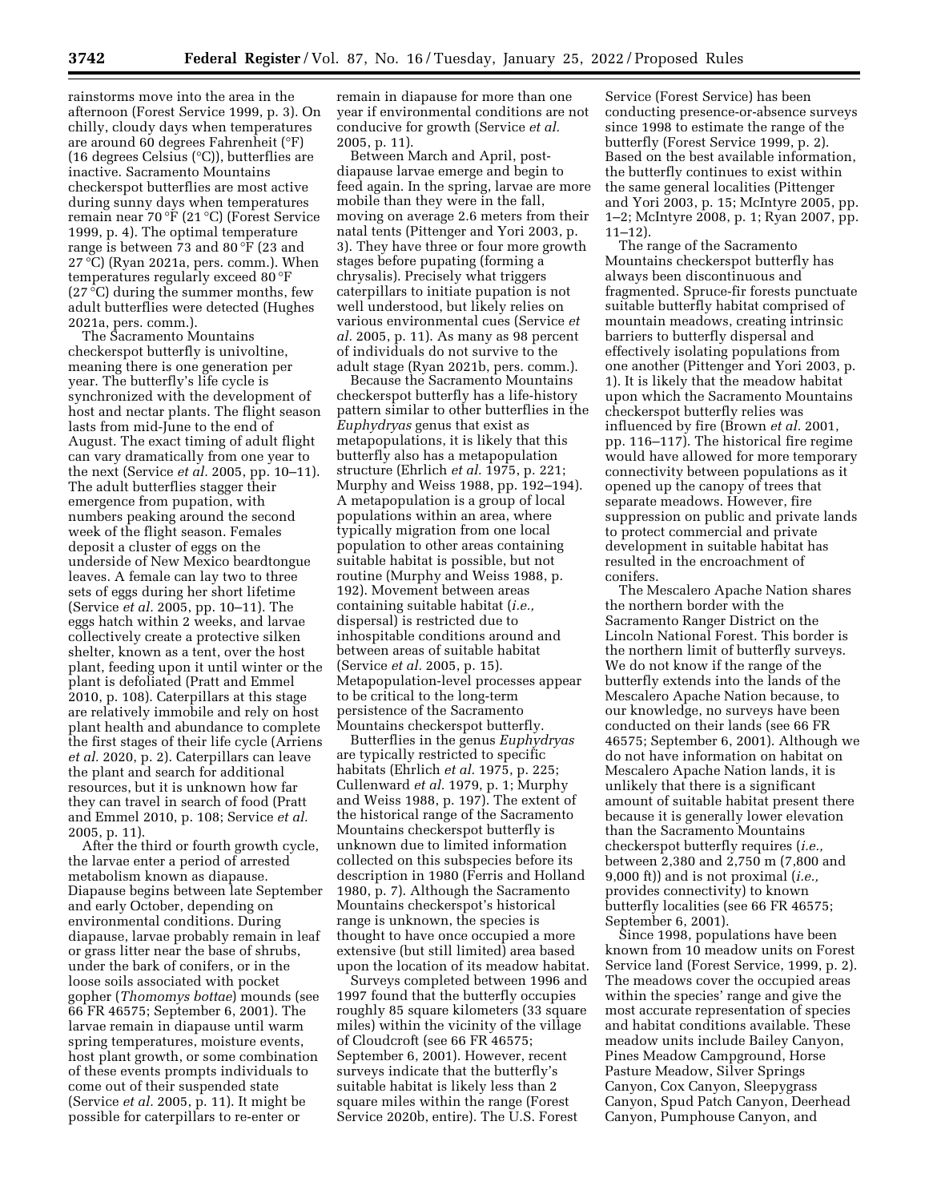rainstorms move into the area in the afternoon (Forest Service 1999, p. 3). On chilly, cloudy days when temperatures are around 60 degrees Fahrenheit (°F) (16 degrees Celsius (°C)), butterflies are inactive. Sacramento Mountains checkerspot butterflies are most active during sunny days when temperatures remain near 70 °F (21 °C) (Forest Service 1999, p. 4). The optimal temperature range is between 73 and 80 °F (23 and 27 °C) (Ryan 2021a, pers. comm.). When temperatures regularly exceed 80 °F (27 °C) during the summer months, few adult butterflies were detected (Hughes 2021a, pers. comm.).

The Sacramento Mountains checkerspot butterfly is univoltine, meaning there is one generation per year. The butterfly's life cycle is synchronized with the development of host and nectar plants. The flight season lasts from mid-June to the end of August. The exact timing of adult flight can vary dramatically from one year to the next (Service *et al.* 2005, pp. 10–11). The adult butterflies stagger their emergence from pupation, with numbers peaking around the second week of the flight season. Females deposit a cluster of eggs on the underside of New Mexico beardtongue leaves. A female can lay two to three sets of eggs during her short lifetime (Service *et al.* 2005, pp. 10–11). The eggs hatch within 2 weeks, and larvae collectively create a protective silken shelter, known as a tent, over the host plant, feeding upon it until winter or the plant is defoliated (Pratt and Emmel 2010, p. 108). Caterpillars at this stage are relatively immobile and rely on host plant health and abundance to complete the first stages of their life cycle (Arriens *et al.* 2020, p. 2). Caterpillars can leave the plant and search for additional resources, but it is unknown how far they can travel in search of food (Pratt and Emmel 2010, p. 108; Service *et al.* 2005, p. 11).

After the third or fourth growth cycle, the larvae enter a period of arrested metabolism known as diapause. Diapause begins between late September and early October, depending on environmental conditions. During diapause, larvae probably remain in leaf or grass litter near the base of shrubs, under the bark of conifers, or in the loose soils associated with pocket gopher (*Thomomys bottae*) mounds (see 66 FR 46575; September 6, 2001). The larvae remain in diapause until warm spring temperatures, moisture events, host plant growth, or some combination of these events prompts individuals to come out of their suspended state (Service *et al.* 2005, p. 11). It might be possible for caterpillars to re-enter or remain in diapause for more than one year if environmental conditions are not conducive for growth (Service *et al.* 2005, p. 11).

Between March and April, post-diapause larvae emerge and begin to feed again. In the spring, larvae are more mobile than they were in the fall, moving on average 2.6 meters from their natal tents (Pittenger and Yori 2003, p. 3). They have three or four more growth stages before pupating (forming a chrysalis). Precisely what triggers caterpillars to initiate pupation is not well understood, but likely relies on various environmental cues (Service *et al.* 2005, p. 11). As many as 98 percent of individuals do not survive to the adult stage (Ryan 2021b, pers. comm.).

Because the Sacramento Mountains checkerspot butterfly has a life-history pattern similar to other butterflies in the *Euphydryas* genus that exist as metapopulations, it is likely that this butterfly also has a metapopulation structure (Ehrlich *et al.* 1975, p. 221; Murphy and Weiss 1988, pp. 192–194). A metapopulation is a group of local populations within an area, where typically migration from one local population to other areas containing suitable habitat is possible, but not routine (Murphy and Weiss 1988, p. 192). Movement between areas containing suitable habitat (*i.e.,* dispersal) is restricted due to inhospitable conditions around and between areas of suitable habitat (Service *et al.* 2005, p. 15). Metapopulation-level processes appear to be critical to the long-term persistence of the Sacramento Mountains checkerspot butterfly.

Butterflies in the genus *Euphydryas* are typically restricted to specific habitats (Ehrlich *et al.* 1975, p. 225; Cullenward *et al.* 1979, p. 1; Murphy and Weiss 1988, p. 197). The extent of the historical range of the Sacramento Mountains checkerspot butterfly is unknown due to limited information collected on this subspecies before its description in 1980 (Ferris and Holland 1980, p. 7). Although the Sacramento Mountains checkerspot's historical range is unknown, the species is thought to have once occupied a more extensive (but still limited) area based upon the location of its meadow habitat.

Surveys completed between 1996 and 1997 found that the butterfly occupies roughly 85 square kilometers (33 square miles) within the vicinity of the village of Cloudcroft (see 66 FR 46575; September 6, 2001). However, recent surveys indicate that the butterfly's suitable habitat is likely less than 2 square miles within the range (Forest Service 2020b, entire). The U.S. Forest Service (Forest Service) has been conducting presence-or-absence surveys since 1998 to estimate the range of the butterfly (Forest Service 1999, p. 2). Based on the best available information, the butterfly continues to exist within the same general localities (Pittenger and Yori 2003, p. 15; McIntyre 2005, pp. 1–2; McIntyre 2008, p. 1; Ryan 2007, pp. 11–12).

The range of the Sacramento Mountains checkerspot butterfly has always been discontinuous and fragmented. Spruce-fir forests punctuate suitable butterfly habitat comprised of mountain meadows, creating intrinsic barriers to butterfly dispersal and effectively isolating populations from one another (Pittenger and Yori 2003, p. 1). It is likely that the meadow habitat upon which the Sacramento Mountains checkerspot butterfly relies was influenced by fire (Brown *et al.* 2001, pp. 116–117). The historical fire regime would have allowed for more temporary connectivity between populations as it opened up the canopy of trees that separate meadows. However, fire suppression on public and private lands to protect commercial and private development in suitable habitat has resulted in the encroachment of conifers.

The Mescalero Apache Nation shares the northern border with the Sacramento Ranger District on the Lincoln National Forest. This border is the northern limit of butterfly surveys. We do not know if the range of the butterfly extends into the lands of the Mescalero Apache Nation because, to our knowledge, no surveys have been conducted on their lands (see 66 FR 46575; September 6, 2001). Although we do not have information on habitat on Mescalero Apache Nation lands, it is unlikely that there is a significant amount of suitable habitat present there because it is generally lower elevation than the Sacramento Mountains checkerspot butterfly requires (*i.e.,* between 2,380 and 2,750 m (7,800 and 9,000 ft)) and is not proximal (*i.e.,* provides connectivity) to known butterfly localities (see 66 FR 46575; September 6, 2001).

Since 1998, populations have been known from 10 meadow units on Forest Service land (Forest Service, 1999, p. 2). The meadows cover the occupied areas within the species' range and give the most accurate representation of species and habitat conditions available. These meadow units include Bailey Canyon, Pines Meadow Campground, Horse Pasture Meadow, Silver Springs Canyon, Cox Canyon, Sleepygrass Canyon, Spud Patch Canyon, Deerhead Canyon, Pumphouse Canyon, and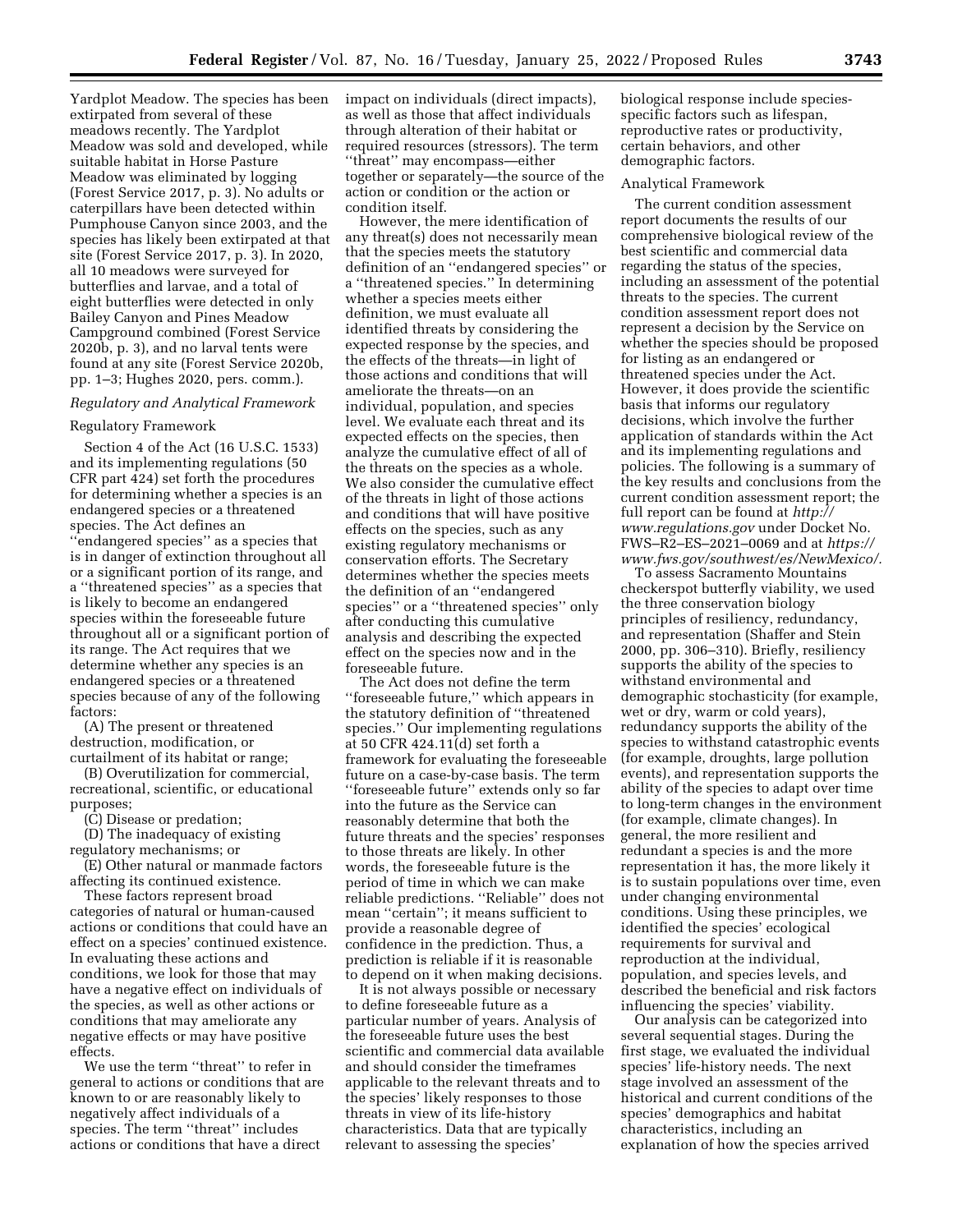Yardplot Meadow. The species has been extirpated from several of these meadows recently. The Yardplot Meadow was sold and developed, while suitable habitat in Horse Pasture Meadow was eliminated by logging (Forest Service 2017, p. 3). No adults or caterpillars have been detected within Pumphouse Canyon since 2003, and the species has likely been extirpated at that site (Forest Service 2017, p. 3). In 2020, all 10 meadows were surveyed for butterflies and larvae, and a total of eight butterflies were detected in only Bailey Canyon and Pines Meadow Campground combined (Forest Service 2020b, p. 3), and no larval tents were found at any site (Forest Service 2020b, pp. 1–3; Hughes 2020, pers. comm.).

### *Regulatory and Analytical Framework*

#### Regulatory Framework

Section 4 of the Act (16 U.S.C. 1533) and its implementing regulations (50 CFR part 424) set forth the procedures for determining whether a species is an endangered species or a threatened species. The Act defines an ''endangered species'' as a species that is in danger of extinction throughout all or a significant portion of its range, and a ''threatened species'' as a species that is likely to become an endangered species within the foreseeable future throughout all or a significant portion of its range. The Act requires that we determine whether any species is an endangered species or a threatened species because of any of the following factors:

(A) The present or threatened destruction, modification, or curtailment of its habitat or range;

(B) Overutilization for commercial, recreational, scientific, or educational purposes;

(C) Disease or predation;

(D) The inadequacy of existing regulatory mechanisms; or

(E) Other natural or manmade factors affecting its continued existence.

These factors represent broad categories of natural or human-caused actions or conditions that could have an effect on a species' continued existence. In evaluating these actions and conditions, we look for those that may have a negative effect on individuals of the species, as well as other actions or conditions that may ameliorate any negative effects or may have positive effects.

We use the term ''threat'' to refer in general to actions or conditions that are known to or are reasonably likely to negatively affect individuals of a species. The term ''threat'' includes actions or conditions that have a direct impact on individuals (direct impacts), as well as those that affect individuals through alteration of their habitat or required resources (stressors). The term ''threat'' may encompass—either together or separately—the source of the action or condition or the action or condition itself.

However, the mere identification of any threat(s) does not necessarily mean that the species meets the statutory definition of an ''endangered species'' or a ''threatened species.'' In determining whether a species meets either definition, we must evaluate all identified threats by considering the expected response by the species, and the effects of the threats—in light of those actions and conditions that will ameliorate the threats—on an individual, population, and species level. We evaluate each threat and its expected effects on the species, then analyze the cumulative effect of all of the threats on the species as a whole. We also consider the cumulative effect of the threats in light of those actions and conditions that will have positive effects on the species, such as any existing regulatory mechanisms or conservation efforts. The Secretary determines whether the species meets the definition of an ''endangered species'' or a ''threatened species'' only after conducting this cumulative analysis and describing the expected effect on the species now and in the foreseeable future.

The Act does not define the term ''foreseeable future,'' which appears in the statutory definition of ''threatened species.'' Our implementing regulations at 50 CFR 424.11(d) set forth a framework for evaluating the foreseeable future on a case-by-case basis. The term ''foreseeable future'' extends only so far into the future as the Service can reasonably determine that both the future threats and the species' responses to those threats are likely. In other words, the foreseeable future is the period of time in which we can make reliable predictions. ''Reliable'' does not mean ''certain''; it means sufficient to provide a reasonable degree of confidence in the prediction. Thus, a prediction is reliable if it is reasonable to depend on it when making decisions.

It is not always possible or necessary to define foreseeable future as a particular number of years. Analysis of the foreseeable future uses the best scientific and commercial data available and should consider the timeframes applicable to the relevant threats and to the species' likely responses to those threats in view of its life-history characteristics. Data that are typically relevant to assessing the species' biological response include species-specific factors such as lifespan, reproductive rates or productivity, certain behaviors, and other demographic factors.

#### Analytical Framework

The current condition assessment report documents the results of our comprehensive biological review of the best scientific and commercial data regarding the status of the species, including an assessment of the potential threats to the species. The current condition assessment report does not represent a decision by the Service on whether the species should be proposed for listing as an endangered or threatened species under the Act. However, it does provide the scientific basis that informs our regulatory decisions, which involve the further application of standards within the Act and its implementing regulations and policies. The following is a summary of the key results and conclusions from the current condition assessment report; the full report can be found at *http://www.regulations.gov* under Docket No. FWS–R2–ES–2021–0069 and at *https://www.fws.gov/southwest/es/NewMexico/*.

To assess Sacramento Mountains checkerspot butterfly viability, we used the three conservation biology principles of resiliency, redundancy, and representation (Shaffer and Stein 2000, pp. 306–310). Briefly, resiliency supports the ability of the species to withstand environmental and demographic stochasticity (for example, wet or dry, warm or cold years), redundancy supports the ability of the species to withstand catastrophic events (for example, droughts, large pollution events), and representation supports the ability of the species to adapt over time to long-term changes in the environment (for example, climate changes). In general, the more resilient and redundant a species is and the more representation it has, the more likely it is to sustain populations over time, even under changing environmental conditions. Using these principles, we identified the species' ecological requirements for survival and reproduction at the individual, population, and species levels, and described the beneficial and risk factors influencing the species' viability.

Our analysis can be categorized into several sequential stages. During the first stage, we evaluated the individual species' life-history needs. The next stage involved an assessment of the historical and current conditions of the species' demographics and habitat characteristics, including an explanation of how the species arrived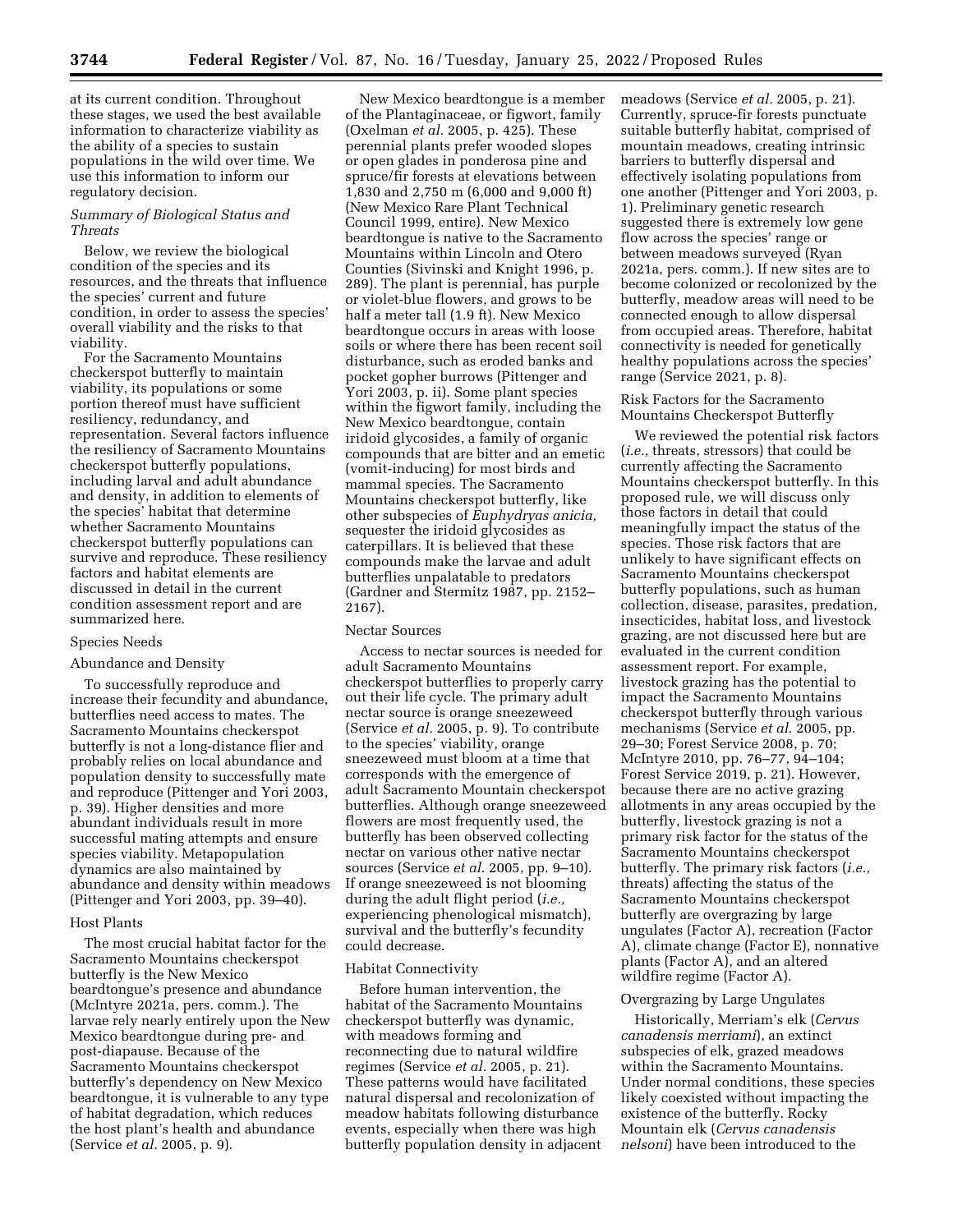at its current condition. Throughout these stages, we used the best available information to characterize viability as the ability of a species to sustain populations in the wild over time. We use this information to inform our regulatory decision.

### *Summary of Biological Status and Threats*

Below, we review the biological condition of the species and its resources, and the threats that influence the species' current and future condition, in order to assess the species' overall viability and the risks to that viability.

For the Sacramento Mountains checkerspot butterfly to maintain viability, its populations or some portion thereof must have sufficient resiliency, redundancy, and representation. Several factors influence the resiliency of Sacramento Mountains checkerspot butterfly populations, including larval and adult abundance and density, in addition to elements of the species' habitat that determine whether Sacramento Mountains checkerspot butterfly populations can survive and reproduce. These resiliency factors and habitat elements are discussed in detail in the current condition assessment report and are summarized here.

#### Species Needs

#### Abundance and Density

To successfully reproduce and increase their fecundity and abundance, butterflies need access to mates. The Sacramento Mountains checkerspot butterfly is not a long-distance flier and probably relies on local abundance and population density to successfully mate and reproduce (Pittenger and Yori 2003, p. 39). Higher densities and more abundant individuals result in more successful mating attempts and ensure species viability. Metapopulation dynamics are also maintained by abundance and density within meadows (Pittenger and Yori 2003, pp. 39–40).

#### Host Plants

The most crucial habitat factor for the Sacramento Mountains checkerspot butterfly is the New Mexico beardtongue's presence and abundance (McIntyre 2021a, pers. comm.). The larvae rely nearly entirely upon the New Mexico beardtongue during pre- and post-diapause. Because of the Sacramento Mountains checkerspot butterfly's dependency on New Mexico beardtongue, it is vulnerable to any type of habitat degradation, which reduces the host plant's health and abundance (Service *et al.* 2005, p. 9).

New Mexico beardtongue is a member of the Plantaginaceae, or figwort, family (Oxelman *et al.* 2005, p. 425). These perennial plants prefer wooded slopes or open glades in ponderosa pine and spruce/fir forests at elevations between 1,830 and 2,750 m (6,000 and 9,000 ft) (New Mexico Rare Plant Technical Council 1999, entire). New Mexico beardtongue is native to the Sacramento Mountains within Lincoln and Otero Counties (Sivinski and Knight 1996, p. 289). The plant is perennial, has purple or violet-blue flowers, and grows to be half a meter tall (1.9 ft). New Mexico beardtongue occurs in areas with loose soils or where there has been recent soil disturbance, such as eroded banks and pocket gopher burrows (Pittenger and Yori 2003, p. ii). Some plant species within the figwort family, including the New Mexico beardtongue, contain iridoid glycosides, a family of organic compounds that are bitter and an emetic (vomit-inducing) for most birds and mammal species. The Sacramento Mountains checkerspot butterfly, like other subspecies of *Euphydryas anicia,* sequester the iridoid glycosides as caterpillars. It is believed that these compounds make the larvae and adult butterflies unpalatable to predators (Gardner and Stermitz 1987, pp. 2152–2167).

#### Nectar Sources

Access to nectar sources is needed for adult Sacramento Mountains checkerspot butterflies to properly carry out their life cycle. The primary adult nectar source is orange sneezeweed (Service *et al.* 2005, p. 9). To contribute to the species' viability, orange sneezeweed must bloom at a time that corresponds with the emergence of adult Sacramento Mountain checkerspot butterflies. Although orange sneezeweed flowers are most frequently used, the butterfly has been observed collecting nectar on various other native nectar sources (Service *et al.* 2005, pp. 9–10). If orange sneezeweed is not blooming during the adult flight period (*i.e.,* experiencing phenological mismatch), survival and the butterfly's fecundity could decrease.

#### Habitat Connectivity

Before human intervention, the habitat of the Sacramento Mountains checkerspot butterfly was dynamic, with meadows forming and reconnecting due to natural wildfire regimes (Service *et al.* 2005, p. 21). These patterns would have facilitated natural dispersal and recolonization of meadow habitats following disturbance events, especially when there was high butterfly population density in adjacent meadows (Service *et al.* 2005, p. 21). Currently, spruce-fir forests punctuate suitable butterfly habitat, comprised of mountain meadows, creating intrinsic barriers to butterfly dispersal and effectively isolating populations from one another (Pittenger and Yori 2003, p. 1). Preliminary genetic research suggested there is extremely low gene flow across the species' range or between meadows surveyed (Ryan 2021a, pers. comm.). If new sites are to become colonized or recolonized by the butterfly, meadow areas will need to be connected enough to allow dispersal from occupied areas. Therefore, habitat connectivity is needed for genetically healthy populations across the species' range (Service 2021, p. 8).

#### Risk Factors for the Sacramento Mountains Checkerspot Butterfly

We reviewed the potential risk factors (*i.e.,* threats, stressors) that could be currently affecting the Sacramento Mountains checkerspot butterfly. In this proposed rule, we will discuss only those factors in detail that could meaningfully impact the status of the species. Those risk factors that are unlikely to have significant effects on Sacramento Mountains checkerspot butterfly populations, such as human collection, disease, parasites, predation, insecticides, habitat loss, and livestock grazing, are not discussed here but are evaluated in the current condition assessment report. For example, livestock grazing has the potential to impact the Sacramento Mountains checkerspot butterfly through various mechanisms (Service *et al.* 2005, pp. 29–30; Forest Service 2008, p. 70; McIntyre 2010, pp. 76–77, 94–104; Forest Service 2019, p. 21). However, because there are no active grazing allotments in any areas occupied by the butterfly, livestock grazing is not a primary risk factor for the status of the Sacramento Mountains checkerspot butterfly. The primary risk factors (*i.e.,* threats) affecting the status of the Sacramento Mountains checkerspot butterfly are overgrazing by large ungulates (Factor A), recreation (Factor A), climate change (Factor E), nonnative plants (Factor A), and an altered wildfire regime (Factor A).

#### Overgrazing by Large Ungulates

Historically, Merriam's elk (*Cervus canadensis merriami*), an extinct subspecies of elk, grazed meadows within the Sacramento Mountains. Under normal conditions, these species likely coexisted without impacting the existence of the butterfly. Rocky Mountain elk (*Cervus canadensis nelsoni*) have been introduced to the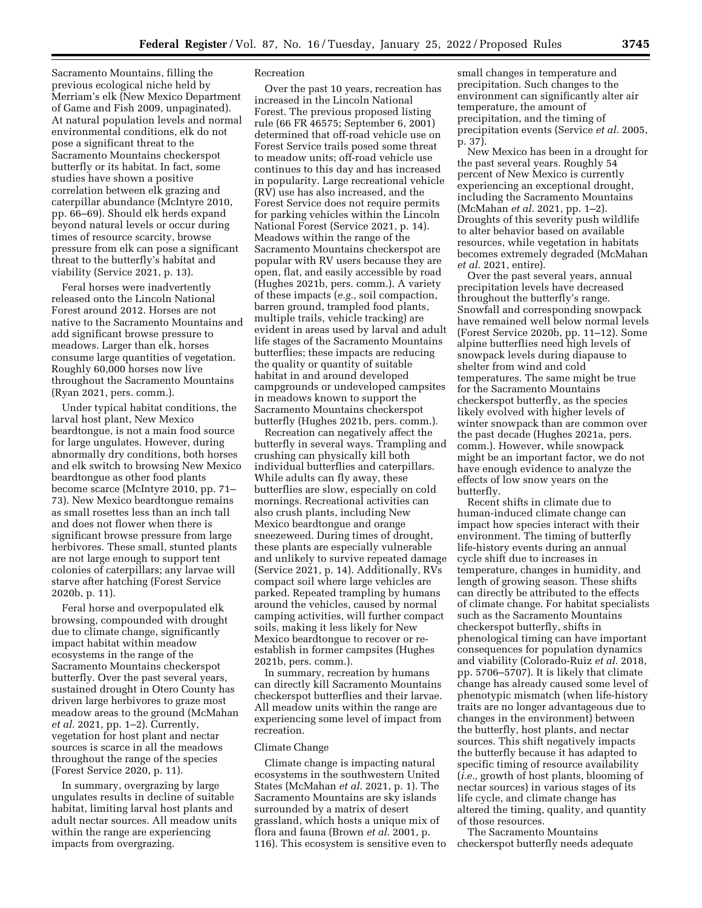Sacramento Mountains, filling the previous ecological niche held by Merriam's elk (New Mexico Department of Game and Fish 2009, unpaginated). At natural population levels and normal environmental conditions, elk do not pose a significant threat to the Sacramento Mountains checkerspot butterfly or its habitat. In fact, some studies have shown a positive correlation between elk grazing and caterpillar abundance (McIntyre 2010, pp. 66–69). Should elk herds expand beyond natural levels or occur during times of resource scarcity, browse pressure from elk can pose a significant threat to the butterfly's habitat and viability (Service 2021, p. 13).

Feral horses were inadvertently released onto the Lincoln National Forest around 2012. Horses are not native to the Sacramento Mountains and add significant browse pressure to meadows. Larger than elk, horses consume large quantities of vegetation. Roughly 60,000 horses now live throughout the Sacramento Mountains (Ryan 2021, pers. comm.).

Under typical habitat conditions, the larval host plant, New Mexico beardtongue, is not a main food source for large ungulates. However, during abnormally dry conditions, both horses and elk switch to browsing New Mexico beardtongue as other food plants become scarce (McIntyre 2010, pp. 71–73). New Mexico beardtongue remains as small rosettes less than an inch tall and does not flower when there is significant browse pressure from large herbivores. These small, stunted plants are not large enough to support tent colonies of caterpillars; any larvae will starve after hatching (Forest Service 2020b, p. 11).

Feral horse and overpopulated elk browsing, compounded with drought due to climate change, significantly impact habitat within meadow ecosystems in the range of the Sacramento Mountains checkerspot butterfly. Over the past several years, sustained drought in Otero County has driven large herbivores to graze most meadow areas to the ground (McMahan *et al.* 2021, pp. 1–2). Currently, vegetation for host plant and nectar sources is scarce in all the meadows throughout the range of the species (Forest Service 2020, p. 11).

In summary, overgrazing by large ungulates results in decline of suitable habitat, limiting larval host plants and adult nectar sources. All meadow units within the range are experiencing impacts from overgrazing.

Recreation

Over the past 10 years, recreation has increased in the Lincoln National Forest. The previous proposed listing rule (66 FR 46575; September 6, 2001) determined that off-road vehicle use on Forest Service trails posed some threat to meadow units; off-road vehicle use continues to this day and has increased in popularity. Large recreational vehicle (RV) use has also increased, and the Forest Service does not require permits for parking vehicles within the Lincoln National Forest (Service 2021, p. 14). Meadows within the range of the Sacramento Mountains checkerspot are popular with RV users because they are open, flat, and easily accessible by road (Hughes 2021b, pers. comm.). A variety of these impacts (*e.g.,* soil compaction, barren ground, trampled food plants, multiple trails, vehicle tracking) are evident in areas used by larval and adult life stages of the Sacramento Mountains butterflies; these impacts are reducing the quality or quantity of suitable habitat in and around developed campgrounds or undeveloped campsites in meadows known to support the Sacramento Mountains checkerspot butterfly (Hughes 2021b, pers. comm.).

Recreation can negatively affect the butterfly in several ways. Trampling and crushing can physically kill both individual butterflies and caterpillars. While adults can fly away, these butterflies are slow, especially on cold mornings. Recreational activities can also crush plants, including New Mexico beardtongue and orange sneezeweed. During times of drought, these plants are especially vulnerable and unlikely to survive repeated damage (Service 2021, p. 14). Additionally, RVs compact soil where large vehicles are parked. Repeated trampling by humans around the vehicles, caused by normal camping activities, will further compact soils, making it less likely for New Mexico beardtongue to recover or re-establish in former campsites (Hughes 2021b, pers. comm.).

In summary, recreation by humans can directly kill Sacramento Mountains checkerspot butterflies and their larvae. All meadow units within the range are experiencing some level of impact from recreation.

Climate Change

Climate change is impacting natural ecosystems in the southwestern United States (McMahan *et al.* 2021, p. 1). The Sacramento Mountains are sky islands surrounded by a matrix of desert grassland, which hosts a unique mix of flora and fauna (Brown *et al.* 2001, p. 116). This ecosystem is sensitive even to small changes in temperature and precipitation. Such changes to the environment can significantly alter air temperature, the amount of precipitation, and the timing of precipitation events (Service *et al.* 2005, p. 37).

New Mexico has been in a drought for the past several years. Roughly 54 percent of New Mexico is currently experiencing an exceptional drought, including the Sacramento Mountains (McMahan *et al.* 2021, pp. 1–2). Droughts of this severity push wildlife to alter behavior based on available resources, while vegetation in habitats becomes extremely degraded (McMahan *et al.* 2021, entire).

Over the past several years, annual precipitation levels have decreased throughout the butterfly's range. Snowfall and corresponding snowpack have remained well below normal levels (Forest Service 2020b, pp. 11–12). Some alpine butterflies need high levels of snowpack levels during diapause to shelter from wind and cold temperatures. The same might be true for the Sacramento Mountains checkerspot butterfly, as the species likely evolved with higher levels of winter snowpack than are common over the past decade (Hughes 2021a, pers. comm.). However, while snowpack might be an important factor, we do not have enough evidence to analyze the effects of low snow years on the butterfly.

Recent shifts in climate due to human-induced climate change can impact how species interact with their environment. The timing of butterfly life-history events during an annual cycle shift due to increases in temperature, changes in humidity, and length of growing season. These shifts can directly be attributed to the effects of climate change. For habitat specialists such as the Sacramento Mountains checkerspot butterfly, shifts in phenological timing can have important consequences for population dynamics and viability (Colorado-Ruiz *et al.* 2018, pp. 5706–5707). It is likely that climate change has already caused some level of phenotypic mismatch (when life-history traits are no longer advantageous due to changes in the environment) between the butterfly, host plants, and nectar sources. This shift negatively impacts the butterfly because it has adapted to specific timing of resource availability (*i.e.,* growth of host plants, blooming of nectar sources) in various stages of its life cycle, and climate change has altered the timing, quality, and quantity of those resources.

The Sacramento Mountains checkerspot butterfly needs adequate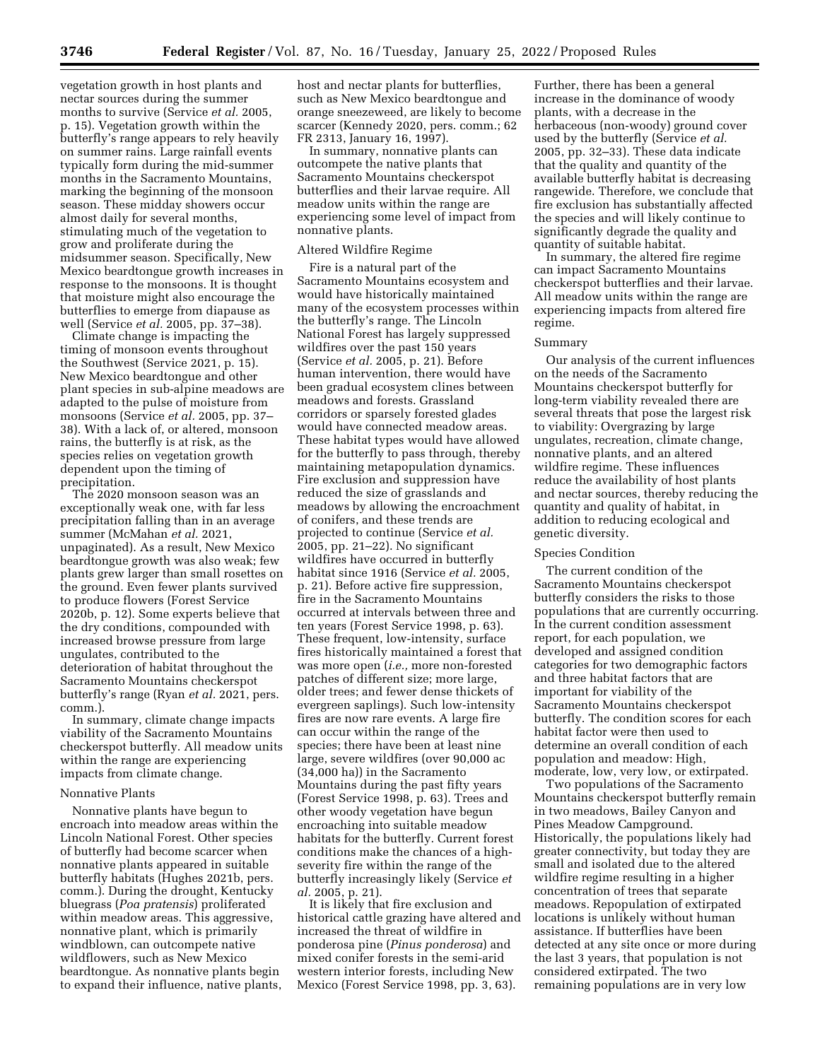vegetation growth in host plants and nectar sources during the summer months to survive (Service *et al.* 2005, p. 15). Vegetation growth within the butterfly's range appears to rely heavily on summer rains. Large rainfall events typically form during the mid-summer months in the Sacramento Mountains, marking the beginning of the monsoon season. These midday showers occur almost daily for several months, stimulating much of the vegetation to grow and proliferate during the midsummer season. Specifically, New Mexico beardtongue growth increases in response to the monsoons. It is thought that moisture might also encourage the butterflies to emerge from diapause as well (Service *et al.* 2005, pp. 37–38).

Climate change is impacting the timing of monsoon events throughout the Southwest (Service 2021, p. 15). New Mexico beardtongue and other plant species in sub-alpine meadows are adapted to the pulse of moisture from monsoons (Service *et al.* 2005, pp. 37–38). With a lack of, or altered, monsoon rains, the butterfly is at risk, as the species relies on vegetation growth dependent upon the timing of precipitation.

The 2020 monsoon season was an exceptionally weak one, with far less precipitation falling than in an average summer (McMahan *et al.* 2021, unpaginated). As a result, New Mexico beardtongue growth was also weak; few plants grew larger than small rosettes on the ground. Even fewer plants survived to produce flowers (Forest Service 2020b, p. 12). Some experts believe that the dry conditions, compounded with increased browse pressure from large ungulates, contributed to the deterioration of habitat throughout the Sacramento Mountains checkerspot butterfly's range (Ryan *et al.* 2021, pers. comm.).

In summary, climate change impacts viability of the Sacramento Mountains checkerspot butterfly. All meadow units within the range are experiencing impacts from climate change.

Nonnative Plants

Nonnative plants have begun to encroach into meadow areas within the Lincoln National Forest. Other species of butterfly had become scarcer when nonnative plants appeared in suitable butterfly habitats (Hughes 2021b, pers. comm.). During the drought, Kentucky bluegrass (*Poa pratensis*) proliferated within meadow areas. This aggressive, nonnative plant, which is primarily windblown, can outcompete native wildflowers, such as New Mexico beardtongue. As nonnative plants begin to expand their influence, native plants, host and nectar plants for butterflies, such as New Mexico beardtongue and orange sneezeweed, are likely to become scarcer (Kennedy 2020, pers. comm.; 62 FR 2313, January 16, 1997).

In summary, nonnative plants can outcompete the native plants that Sacramento Mountains checkerspot butterflies and their larvae require. All meadow units within the range are experiencing some level of impact from nonnative plants.

Altered Wildfire Regime

Fire is a natural part of the Sacramento Mountains ecosystem and would have historically maintained many of the ecosystem processes within the butterfly's range. The Lincoln National Forest has largely suppressed wildfires over the past 150 years (Service *et al.* 2005, p. 21). Before human intervention, there would have been gradual ecosystem clines between meadows and forests. Grassland corridors or sparsely forested glades would have connected meadow areas. These habitat types would have allowed for the butterfly to pass through, thereby maintaining metapopulation dynamics. Fire exclusion and suppression have reduced the size of grasslands and meadows by allowing the encroachment of conifers, and these trends are projected to continue (Service *et al.* 2005, pp. 21–22). No significant wildfires have occurred in butterfly habitat since 1916 (Service *et al.* 2005, p. 21). Before active fire suppression, fire in the Sacramento Mountains occurred at intervals between three and ten years (Forest Service 1998, p. 63). These frequent, low-intensity, surface fires historically maintained a forest that was more open (*i.e.,* more non-forested patches of different size; more large, older trees; and fewer dense thickets of evergreen saplings). Such low-intensity fires are now rare events. A large fire can occur within the range of the species; there have been at least nine large, severe wildfires (over 90,000 ac (34,000 ha)) in the Sacramento Mountains during the past fifty years (Forest Service 1998, p. 63). Trees and other woody vegetation have begun encroaching into suitable meadow habitats for the butterfly. Current forest conditions make the chances of a high-severity fire within the range of the butterfly increasingly likely (Service *et al.* 2005, p. 21).

It is likely that fire exclusion and historical cattle grazing have altered and increased the threat of wildfire in ponderosa pine (*Pinus ponderosa*) and mixed conifer forests in the semi-arid western interior forests, including New Mexico (Forest Service 1998, pp. 3, 63). Further, there has been a general increase in the dominance of woody plants, with a decrease in the herbaceous (non-woody) ground cover used by the butterfly (Service *et al.* 2005, pp. 32–33). These data indicate that the quality and quantity of the available butterfly habitat is decreasing rangewide. Therefore, we conclude that fire exclusion has substantially affected the species and will likely continue to significantly degrade the quality and quantity of suitable habitat.

In summary, the altered fire regime can impact Sacramento Mountains checkerspot butterflies and their larvae. All meadow units within the range are experiencing impacts from altered fire regime.

Summary

Our analysis of the current influences on the needs of the Sacramento Mountains checkerspot butterfly for long-term viability revealed there are several threats that pose the largest risk to viability: Overgrazing by large ungulates, recreation, climate change, nonnative plants, and an altered wildfire regime. These influences reduce the availability of host plants and nectar sources, thereby reducing the quantity and quality of habitat, in addition to reducing ecological and genetic diversity.

Species Condition

The current condition of the Sacramento Mountains checkerspot butterfly considers the risks to those populations that are currently occurring. In the current condition assessment report, for each population, we developed and assigned condition categories for two demographic factors and three habitat factors that are important for viability of the Sacramento Mountains checkerspot butterfly. The condition scores for each habitat factor were then used to determine an overall condition of each population and meadow: High, moderate, low, very low, or extirpated.

Two populations of the Sacramento Mountains checkerspot butterfly remain in two meadows, Bailey Canyon and Pines Meadow Campground. Historically, the populations likely had greater connectivity, but today they are small and isolated due to the altered wildfire regime resulting in a higher concentration of trees that separate meadows. Repopulation of extirpated locations is unlikely without human assistance. If butterflies have been detected at any site once or more during the last 3 years, that population is not considered extirpated. The two remaining populations are in very low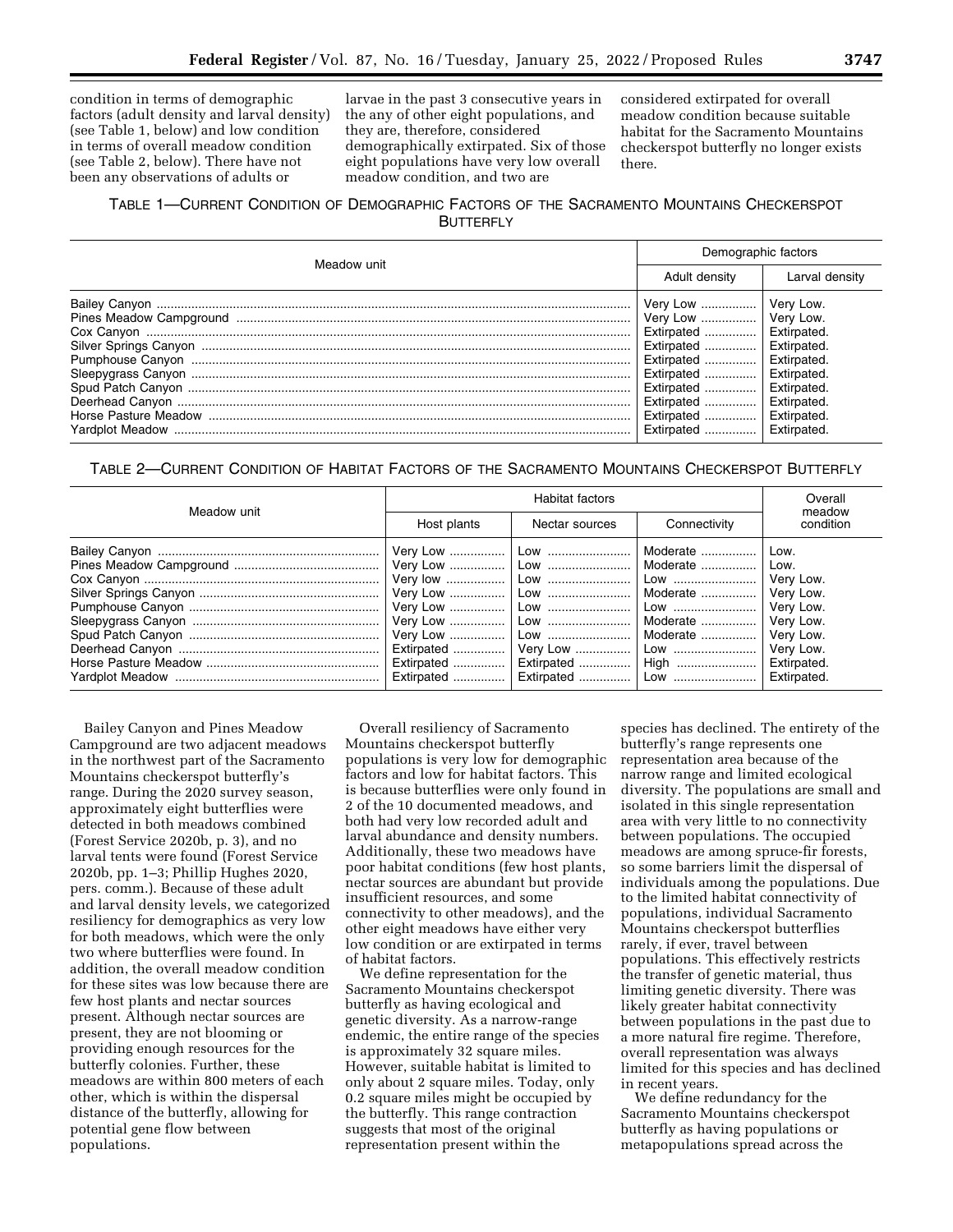condition in terms of demographic factors (adult density and larval density) (see Table 1, below) and low condition in terms of overall meadow condition (see Table 2, below). There have not been any observations of adults or larvae in the past 3 consecutive years in the any of other eight populations, and they are, therefore, considered demographically extirpated. Six of those eight populations have very low overall meadow condition, and two are considered extirpated for overall meadow condition because suitable habitat for the Sacramento Mountains checkerspot butterfly no longer exists there.

TABLE 1—CURRENT CONDITION OF DEMOGRAPHIC FACTORS OF THE SACRAMENTO MOUNTAINS CHECKERSPOT BUTTERFLY

| Meadow unit | Demographic factors | |
|---|---|---|
| | Adult density | Larval density |
| Bailey Canyon | Very Low | Very Low. |
| Pines Meadow Campground | Very Low | Very Low. |
| Cox Canyon | Extirpated | Extirpated. |
| Silver Springs Canyon | Extirpated | Extirpated. |
| Pumphouse Canyon | Extirpated | Extirpated. |
| Sleepygrass Canyon | Extirpated | Extirpated. |
| Spud Patch Canyon | Extirpated | Extirpated. |
| Deerhead Canyon | Extirpated | Extirpated. |
| Horse Pasture Meadow | Extirpated | Extirpated. |
| Yardplot Meadow | Extirpated | Extirpated. |

TABLE 2—CURRENT CONDITION OF HABITAT FACTORS OF THE SACRAMENTO MOUNTAINS CHECKERSPOT BUTTERFLY

| Meadow unit | Habitat factors | | | Overall meadow condition |
|---|---|---|---|---|
| | Host plants | Nectar sources | Connectivity | |
| Bailey Canyon | Very Low | Low | Moderate | Low. |
| Pines Meadow Campground | Very Low | Low | Moderate | Low. |
| Cox Canyon | Very low | Low | Low | Very Low. |
| Silver Springs Canyon | Very Low | Low | Moderate | Very Low. |
| Pumphouse Canyon | Very Low | Low | Low | Very Low. |
| Sleepygrass Canyon | Very Low | Low | Moderate | Very Low. |
| Spud Patch Canyon | Very Low | Low | Moderate | Very Low. |
| Deerhead Canyon | Extirpated | Very Low | Low | Very Low. |
| Horse Pasture Meadow | Extirpated | Extirpated | High | Extirpated. |
| Yardplot Meadow | Extirpated | Extirpated | Low | Extirpated. |

Bailey Canyon and Pines Meadow Campground are two adjacent meadows in the northwest part of the Sacramento Mountains checkerspot butterfly's range. During the 2020 survey season, approximately eight butterflies were detected in both meadows combined (Forest Service 2020b, p. 3), and no larval tents were found (Forest Service 2020b, pp. 1–3; Phillip Hughes 2020, pers. comm.). Because of these adult and larval density levels, we categorized resiliency for demographics as very low for both meadows, which were the only two where butterflies were found. In addition, the overall meadow condition for these sites was low because there are few host plants and nectar sources present. Although nectar sources are present, they are not blooming or providing enough resources for the butterfly colonies. Further, these meadows are within 800 meters of each other, which is within the dispersal distance of the butterfly, allowing for potential gene flow between populations.

Overall resiliency of Sacramento Mountains checkerspot butterfly populations is very low for demographic factors and low for habitat factors. This is because butterflies were only found in 2 of the 10 documented meadows, and both had very low recorded adult and larval abundance and density numbers. Additionally, these two meadows have poor habitat conditions (few host plants, nectar sources are abundant but provide insufficient resources, and some connectivity to other meadows), and the other eight meadows have either very low condition or are extirpated in terms of habitat factors.

We define representation for the Sacramento Mountains checkerspot butterfly as having ecological and genetic diversity. As a narrow-range endemic, the entire range of the species is approximately 32 square miles. However, suitable habitat is limited to only about 2 square miles. Today, only 0.2 square miles might be occupied by the butterfly. This range contraction suggests that most of the original representation present within the species has declined. The entirety of the butterfly's range represents one representation area because of the narrow range and limited ecological diversity. The populations are small and isolated in this single representation area with very little to no connectivity between populations. The occupied meadows are among spruce-fir forests, so some barriers limit the dispersal of individuals among the populations. Due to the limited habitat connectivity of populations, individual Sacramento Mountains checkerspot butterflies rarely, if ever, travel between populations. This effectively restricts the transfer of genetic material, thus limiting genetic diversity. There was likely greater habitat connectivity between populations in the past due to a more natural fire regime. Therefore, overall representation was always limited for this species and has declined in recent years.

We define redundancy for the Sacramento Mountains checkerspot butterfly as having populations or metapopulations spread across the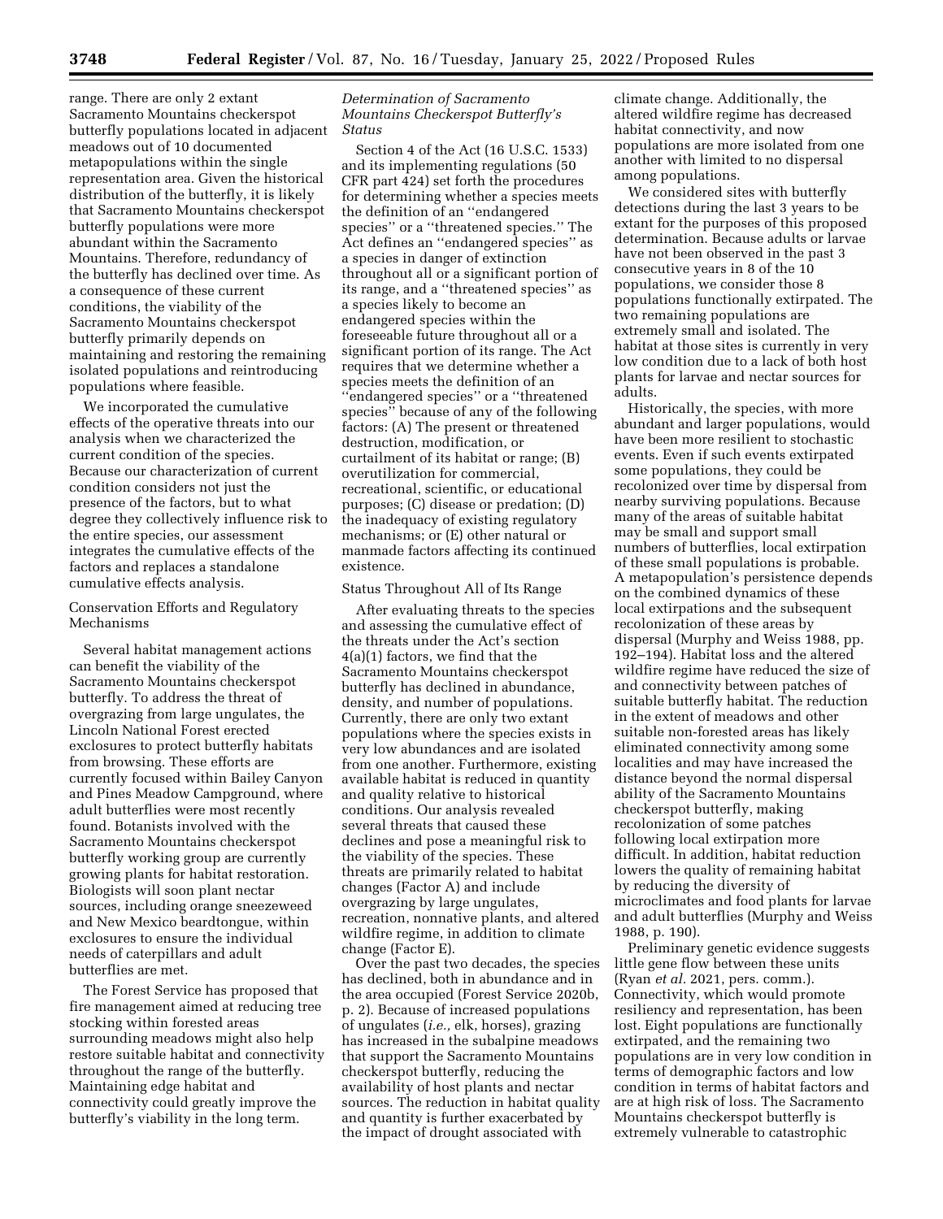range. There are only 2 extant Sacramento Mountains checkerspot butterfly populations located in adjacent meadows out of 10 documented metapopulations within the single representation area. Given the historical distribution of the butterfly, it is likely that Sacramento Mountains checkerspot butterfly populations were more abundant within the Sacramento Mountains. Therefore, redundancy of the butterfly has declined over time. As a consequence of these current conditions, the viability of the Sacramento Mountains checkerspot butterfly primarily depends on maintaining and restoring the remaining isolated populations and reintroducing populations where feasible.

We incorporated the cumulative effects of the operative threats into our analysis when we characterized the current condition of the species. Because our characterization of current condition considers not just the presence of the factors, but to what degree they collectively influence risk to the entire species, our assessment integrates the cumulative effects of the factors and replaces a standalone cumulative effects analysis.

### Conservation Efforts and Regulatory Mechanisms

Several habitat management actions can benefit the viability of the Sacramento Mountains checkerspot butterfly. To address the threat of overgrazing from large ungulates, the Lincoln National Forest erected exclosures to protect butterfly habitats from browsing. These efforts are currently focused within Bailey Canyon and Pines Meadow Campground, where adult butterflies were most recently found. Botanists involved with the Sacramento Mountains checkerspot butterfly working group are currently growing plants for habitat restoration. Biologists will soon plant nectar sources, including orange sneezeweed and New Mexico beardtongue, within exclosures to ensure the individual needs of caterpillars and adult butterflies are met.

The Forest Service has proposed that fire management aimed at reducing tree stocking within forested areas surrounding meadows might also help restore suitable habitat and connectivity throughout the range of the butterfly. Maintaining edge habitat and connectivity could greatly improve the butterfly's viability in the long term.

## *Determination of Sacramento Mountains Checkerspot Butterfly's Status*

Section 4 of the Act (16 U.S.C. 1533) and its implementing regulations (50 CFR part 424) set forth the procedures for determining whether a species meets the definition of an ''endangered species'' or a ''threatened species.'' The Act defines an ''endangered species'' as a species in danger of extinction throughout all or a significant portion of its range, and a ''threatened species'' as a species likely to become an endangered species within the foreseeable future throughout all or a significant portion of its range. The Act requires that we determine whether a species meets the definition of an ''endangered species'' or a ''threatened species'' because of any of the following factors: (A) The present or threatened destruction, modification, or curtailment of its habitat or range; (B) overutilization for commercial, recreational, scientific, or educational purposes; (C) disease or predation; (D) the inadequacy of existing regulatory mechanisms; or (E) other natural or manmade factors affecting its continued existence.

### Status Throughout All of Its Range

After evaluating threats to the species and assessing the cumulative effect of the threats under the Act's section 4(a)(1) factors, we find that the Sacramento Mountains checkerspot butterfly has declined in abundance, density, and number of populations. Currently, there are only two extant populations where the species exists in very low abundances and are isolated from one another. Furthermore, existing available habitat is reduced in quantity and quality relative to historical conditions. Our analysis revealed several threats that caused these declines and pose a meaningful risk to the viability of the species. These threats are primarily related to habitat changes (Factor A) and include overgrazing by large ungulates, recreation, nonnative plants, and altered wildfire regime, in addition to climate change (Factor E).

Over the past two decades, the species has declined, both in abundance and in the area occupied (Forest Service 2020b, p. 2). Because of increased populations of ungulates (*i.e.,* elk, horses), grazing has increased in the subalpine meadows that support the Sacramento Mountains checkerspot butterfly, reducing the availability of host plants and nectar sources. The reduction in habitat quality and quantity is further exacerbated by the impact of drought associated with climate change. Additionally, the altered wildfire regime has decreased habitat connectivity, and now populations are more isolated from one another with limited to no dispersal among populations.

We considered sites with butterfly detections during the last 3 years to be extant for the purposes of this proposed determination. Because adults or larvae have not been observed in the past 3 consecutive years in 8 of the 10 populations, we consider those 8 populations functionally extirpated. The two remaining populations are extremely small and isolated. The habitat at those sites is currently in very low condition due to a lack of both host plants for larvae and nectar sources for adults.

Historically, the species, with more abundant and larger populations, would have been more resilient to stochastic events. Even if such events extirpated some populations, they could be recolonized over time by dispersal from nearby surviving populations. Because many of the areas of suitable habitat may be small and support small numbers of butterflies, local extirpation of these small populations is probable. A metapopulation's persistence depends on the combined dynamics of these local extirpations and the subsequent recolonization of these areas by dispersal (Murphy and Weiss 1988, pp. 192–194). Habitat loss and the altered wildfire regime have reduced the size of and connectivity between patches of suitable butterfly habitat. The reduction in the extent of meadows and other suitable non-forested areas has likely eliminated connectivity among some localities and may have increased the distance beyond the normal dispersal ability of the Sacramento Mountains checkerspot butterfly, making recolonization of some patches following local extirpation more difficult. In addition, habitat reduction lowers the quality of remaining habitat by reducing the diversity of microclimates and food plants for larvae and adult butterflies (Murphy and Weiss 1988, p. 190).

Preliminary genetic evidence suggests little gene flow between these units (Ryan *et al.* 2021, pers. comm.). Connectivity, which would promote resiliency and representation, has been lost. Eight populations are functionally extirpated, and the remaining two populations are in very low condition in terms of demographic factors and low condition in terms of habitat factors and are at high risk of loss. The Sacramento Mountains checkerspot butterfly is extremely vulnerable to catastrophic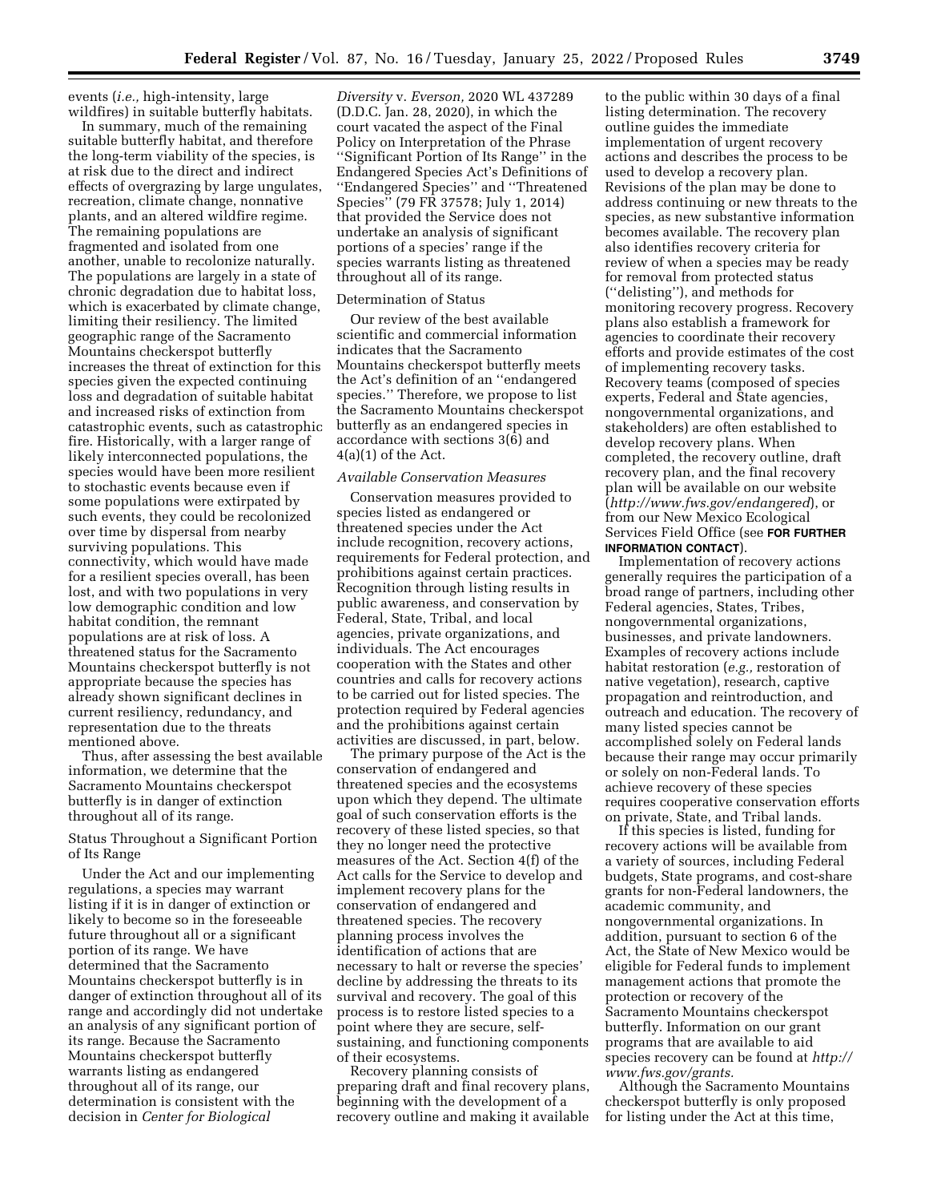events (*i.e.,* high-intensity, large wildfires) in suitable butterfly habitats.

In summary, much of the remaining suitable butterfly habitat, and therefore the long-term viability of the species, is at risk due to the direct and indirect effects of overgrazing by large ungulates, recreation, climate change, nonnative plants, and an altered wildfire regime. The remaining populations are fragmented and isolated from one another, unable to recolonize naturally. The populations are largely in a state of chronic degradation due to habitat loss, which is exacerbated by climate change, limiting their resiliency. The limited geographic range of the Sacramento Mountains checkerspot butterfly increases the threat of extinction for this species given the expected continuing loss and degradation of suitable habitat and increased risks of extinction from catastrophic events, such as catastrophic fire. Historically, with a larger range of likely interconnected populations, the species would have been more resilient to stochastic events because even if some populations were extirpated by such events, they could be recolonized over time by dispersal from nearby surviving populations. This connectivity, which would have made for a resilient species overall, has been lost, and with two populations in very low demographic condition and low habitat condition, the remnant populations are at risk of loss. A threatened status for the Sacramento Mountains checkerspot butterfly is not appropriate because the species has already shown significant declines in current resiliency, redundancy, and representation due to the threats mentioned above.

Thus, after assessing the best available information, we determine that the Sacramento Mountains checkerspot butterfly is in danger of extinction throughout all of its range.

### Status Throughout a Significant Portion of Its Range

Under the Act and our implementing regulations, a species may warrant listing if it is in danger of extinction or likely to become so in the foreseeable future throughout all or a significant portion of its range. We have determined that the Sacramento Mountains checkerspot butterfly is in danger of extinction throughout all of its range and accordingly did not undertake an analysis of any significant portion of its range. Because the Sacramento Mountains checkerspot butterfly warrants listing as endangered throughout all of its range, our determination is consistent with the decision in *Center for Biological Diversity* v. *Everson,* 2020 WL 437289 (D.D.C. Jan. 28, 2020), in which the court vacated the aspect of the Final Policy on Interpretation of the Phrase ''Significant Portion of Its Range'' in the Endangered Species Act's Definitions of ''Endangered Species'' and ''Threatened Species'' (79 FR 37578; July 1, 2014) that provided the Service does not undertake an analysis of significant portions of a species' range if the species warrants listing as threatened throughout all of its range.

### Determination of Status

Our review of the best available scientific and commercial information indicates that the Sacramento Mountains checkerspot butterfly meets the Act's definition of an ''endangered species.'' Therefore, we propose to list the Sacramento Mountains checkerspot butterfly as an endangered species in accordance with sections 3(6) and 4(a)(1) of the Act.

### *Available Conservation Measures*

Conservation measures provided to species listed as endangered or threatened species under the Act include recognition, recovery actions, requirements for Federal protection, and prohibitions against certain practices. Recognition through listing results in public awareness, and conservation by Federal, State, Tribal, and local agencies, private organizations, and individuals. The Act encourages cooperation with the States and other countries and calls for recovery actions to be carried out for listed species. The protection required by Federal agencies and the prohibitions against certain activities are discussed, in part, below.

The primary purpose of the Act is the conservation of endangered and threatened species and the ecosystems upon which they depend. The ultimate goal of such conservation efforts is the recovery of these listed species, so that they no longer need the protective measures of the Act. Section 4(f) of the Act calls for the Service to develop and implement recovery plans for the conservation of endangered and threatened species. The recovery planning process involves the identification of actions that are necessary to halt or reverse the species' decline by addressing the threats to its survival and recovery. The goal of this process is to restore listed species to a point where they are secure, self-sustaining, and functioning components of their ecosystems.

Recovery planning consists of preparing draft and final recovery plans, beginning with the development of a recovery outline and making it available to the public within 30 days of a final listing determination. The recovery outline guides the immediate implementation of urgent recovery actions and describes the process to be used to develop a recovery plan. Revisions of the plan may be done to address continuing or new threats to the species, as new substantive information becomes available. The recovery plan also identifies recovery criteria for review of when a species may be ready for removal from protected status (''delisting''), and methods for monitoring recovery progress. Recovery plans also establish a framework for agencies to coordinate their recovery efforts and provide estimates of the cost of implementing recovery tasks. Recovery teams (composed of species experts, Federal and State agencies, nongovernmental organizations, and stakeholders) are often established to develop recovery plans. When completed, the recovery outline, draft recovery plan, and the final recovery plan will be available on our website (*http://www.fws.gov/endangered*), or from our New Mexico Ecological Services Field Office (see **FOR FURTHER INFORMATION CONTACT**).

Implementation of recovery actions generally requires the participation of a broad range of partners, including other Federal agencies, States, Tribes, nongovernmental organizations, businesses, and private landowners. Examples of recovery actions include habitat restoration (*e.g.,* restoration of native vegetation), research, captive propagation and reintroduction, and outreach and education. The recovery of many listed species cannot be accomplished solely on Federal lands because their range may occur primarily or solely on non-Federal lands. To achieve recovery of these species requires cooperative conservation efforts on private, State, and Tribal lands.

If this species is listed, funding for recovery actions will be available from a variety of sources, including Federal budgets, State programs, and cost-share grants for non-Federal landowners, the academic community, and nongovernmental organizations. In addition, pursuant to section 6 of the Act, the State of New Mexico would be eligible for Federal funds to implement management actions that promote the protection or recovery of the Sacramento Mountains checkerspot butterfly. Information on our grant programs that are available to aid species recovery can be found at *http://www.fws.gov/grants.*

Although the Sacramento Mountains checkerspot butterfly is only proposed for listing under the Act at this time,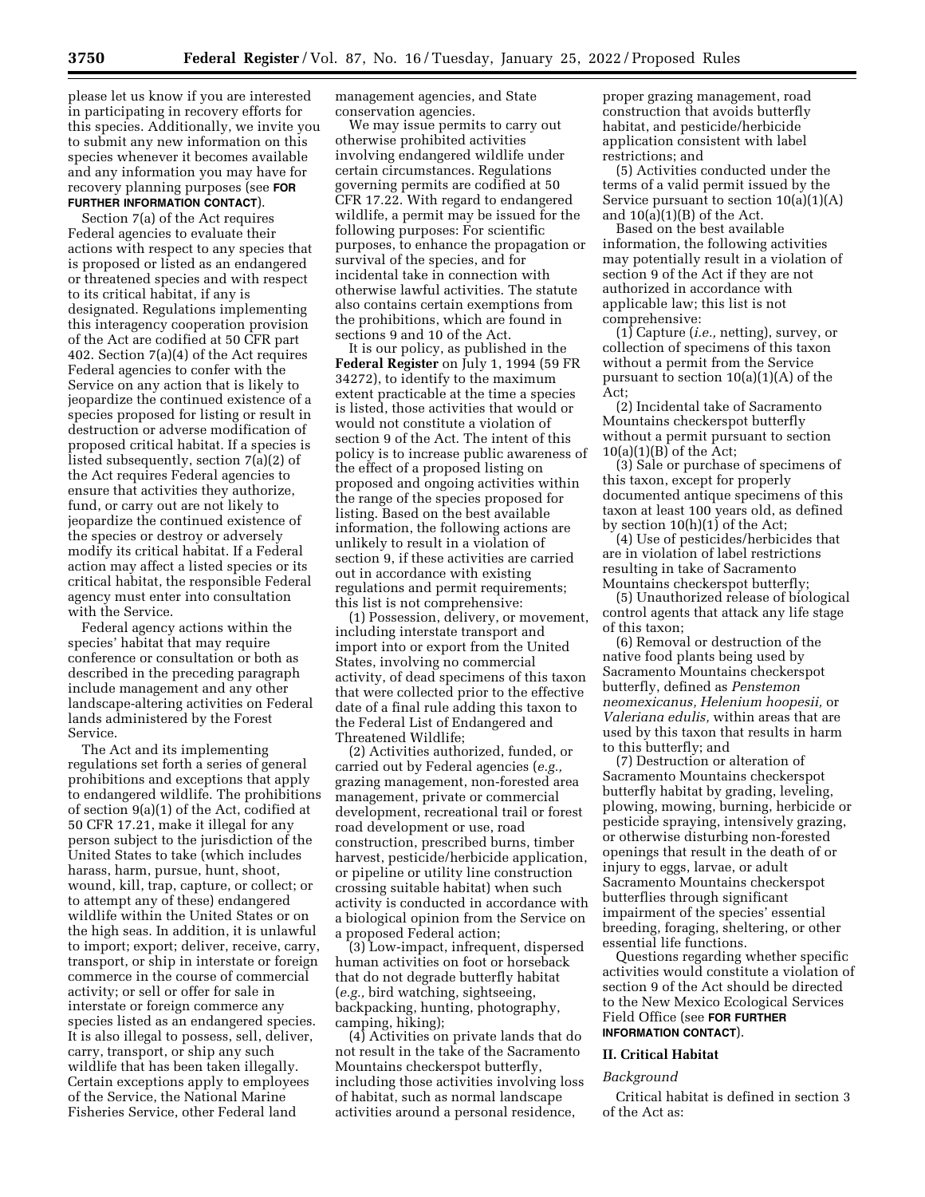please let us know if you are interested in participating in recovery efforts for this species. Additionally, we invite you to submit any new information on this species whenever it becomes available and any information you may have for recovery planning purposes (see **FOR FURTHER INFORMATION CONTACT**).

Section 7(a) of the Act requires Federal agencies to evaluate their actions with respect to any species that is proposed or listed as an endangered or threatened species and with respect to its critical habitat, if any is designated. Regulations implementing this interagency cooperation provision of the Act are codified at 50 CFR part 402. Section 7(a)(4) of the Act requires Federal agencies to confer with the Service on any action that is likely to jeopardize the continued existence of a species proposed for listing or result in destruction or adverse modification of proposed critical habitat. If a species is listed subsequently, section 7(a)(2) of the Act requires Federal agencies to ensure that activities they authorize, fund, or carry out are not likely to jeopardize the continued existence of the species or destroy or adversely modify its critical habitat. If a Federal action may affect a listed species or its critical habitat, the responsible Federal agency must enter into consultation with the Service.

Federal agency actions within the species' habitat that may require conference or consultation or both as described in the preceding paragraph include management and any other landscape-altering activities on Federal lands administered by the Forest Service.

The Act and its implementing regulations set forth a series of general prohibitions and exceptions that apply to endangered wildlife. The prohibitions of section 9(a)(1) of the Act, codified at 50 CFR 17.21, make it illegal for any person subject to the jurisdiction of the United States to take (which includes harass, harm, pursue, hunt, shoot, wound, kill, trap, capture, or collect; or to attempt any of these) endangered wildlife within the United States or on the high seas. In addition, it is unlawful to import; export; deliver, receive, carry, transport, or ship in interstate or foreign commerce in the course of commercial activity; or sell or offer for sale in interstate or foreign commerce any species listed as an endangered species. It is also illegal to possess, sell, deliver, carry, transport, or ship any such wildlife that has been taken illegally. Certain exceptions apply to employees of the Service, the National Marine Fisheries Service, other Federal land management agencies, and State conservation agencies.

We may issue permits to carry out otherwise prohibited activities involving endangered wildlife under certain circumstances. Regulations governing permits are codified at 50 CFR 17.22. With regard to endangered wildlife, a permit may be issued for the following purposes: For scientific purposes, to enhance the propagation or survival of the species, and for incidental take in connection with otherwise lawful activities. The statute also contains certain exemptions from the prohibitions, which are found in sections 9 and 10 of the Act.

It is our policy, as published in the **Federal Register** on July 1, 1994 (59 FR 34272), to identify to the maximum extent practicable at the time a species is listed, those activities that would or would not constitute a violation of section 9 of the Act. The intent of this policy is to increase public awareness of the effect of a proposed listing on proposed and ongoing activities within the range of the species proposed for listing. Based on the best available information, the following actions are unlikely to result in a violation of section 9, if these activities are carried out in accordance with existing regulations and permit requirements; this list is not comprehensive:

(1) Possession, delivery, or movement, including interstate transport and import into or export from the United States, involving no commercial activity, of dead specimens of this taxon that were collected prior to the effective date of a final rule adding this taxon to the Federal List of Endangered and Threatened Wildlife;

(2) Activities authorized, funded, or carried out by Federal agencies (*e.g.,* grazing management, non-forested area management, private or commercial development, recreational trail or forest road development or use, road construction, prescribed burns, timber harvest, pesticide/herbicide application, or pipeline or utility line construction crossing suitable habitat) when such activity is conducted in accordance with a biological opinion from the Service on a proposed Federal action;

(3) Low-impact, infrequent, dispersed human activities on foot or horseback that do not degrade butterfly habitat (*e.g.,* bird watching, sightseeing, backpacking, hunting, photography, camping, hiking);

(4) Activities on private lands that do not result in the take of the Sacramento Mountains checkerspot butterfly, including those activities involving loss of habitat, such as normal landscape activities around a personal residence, proper grazing management, road construction that avoids butterfly habitat, and pesticide/herbicide application consistent with label restrictions; and

(5) Activities conducted under the terms of a valid permit issued by the Service pursuant to section 10(a)(1)(A) and 10(a)(1)(B) of the Act.

Based on the best available information, the following activities may potentially result in a violation of section 9 of the Act if they are not authorized in accordance with applicable law; this list is not comprehensive:

(1) Capture (*i.e.,* netting), survey, or collection of specimens of this taxon without a permit from the Service pursuant to section 10(a)(1)(A) of the Act;

(2) Incidental take of Sacramento Mountains checkerspot butterfly without a permit pursuant to section 10(a)(1)(B) of the Act;

(3) Sale or purchase of specimens of this taxon, except for properly documented antique specimens of this taxon at least 100 years old, as defined by section 10(h)(1) of the Act;

(4) Use of pesticides/herbicides that are in violation of label restrictions resulting in take of Sacramento Mountains checkerspot butterfly;

(5) Unauthorized release of biological control agents that attack any life stage of this taxon;

(6) Removal or destruction of the native food plants being used by Sacramento Mountains checkerspot butterfly, defined as *Penstemon neomexicanus, Helenium hoopesii,* or *Valeriana edulis,* within areas that are used by this taxon that results in harm to this butterfly; and

(7) Destruction or alteration of Sacramento Mountains checkerspot butterfly habitat by grading, leveling, plowing, mowing, burning, herbicide or pesticide spraying, intensively grazing, or otherwise disturbing non-forested openings that result in the death of or injury to eggs, larvae, or adult Sacramento Mountains checkerspot butterflies through significant impairment of the species' essential breeding, foraging, sheltering, or other essential life functions.

Questions regarding whether specific activities would constitute a violation of section 9 of the Act should be directed to the New Mexico Ecological Services Field Office (see **FOR FURTHER INFORMATION CONTACT**).

## II. Critical Habitat

### *Background*

Critical habitat is defined in section 3 of the Act as: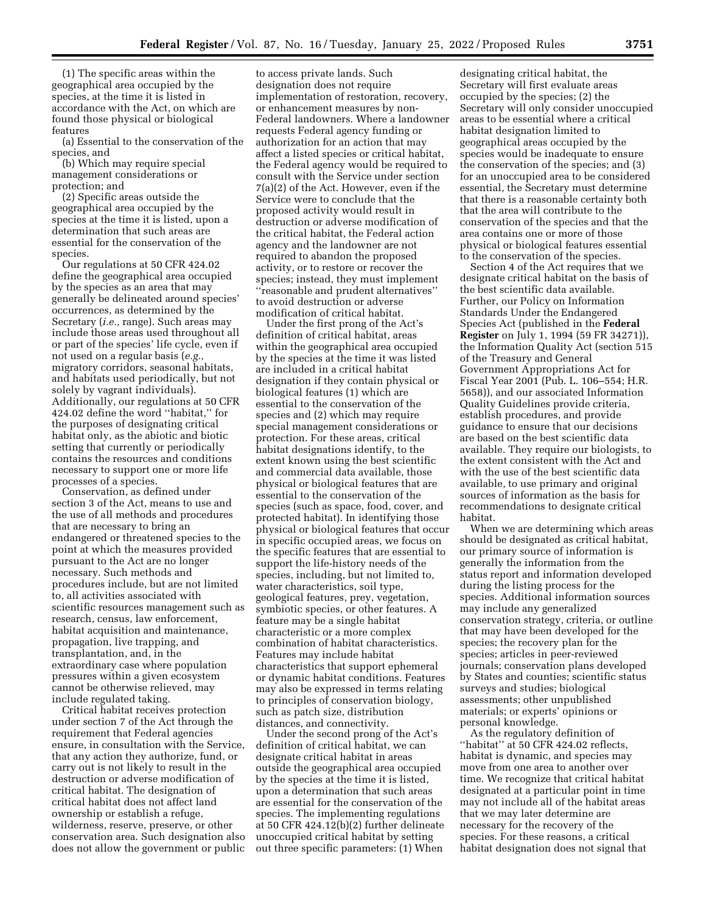(1) The specific areas within the geographical area occupied by the species, at the time it is listed in accordance with the Act, on which are found those physical or biological features

(a) Essential to the conservation of the species, and

(b) Which may require special management considerations or protection; and

(2) Specific areas outside the geographical area occupied by the species at the time it is listed, upon a determination that such areas are essential for the conservation of the species.

Our regulations at 50 CFR 424.02 define the geographical area occupied by the species as an area that may generally be delineated around species' occurrences, as determined by the Secretary (*i.e.,* range). Such areas may include those areas used throughout all or part of the species' life cycle, even if not used on a regular basis (*e.g.,* migratory corridors, seasonal habitats, and habitats used periodically, but not solely by vagrant individuals). Additionally, our regulations at 50 CFR 424.02 define the word "habitat," for the purposes of designating critical habitat only, as the abiotic and biotic setting that currently or periodically contains the resources and conditions necessary to support one or more life processes of a species.

Conservation, as defined under section 3 of the Act, means to use and the use of all methods and procedures that are necessary to bring an endangered or threatened species to the point at which the measures provided pursuant to the Act are no longer necessary. Such methods and procedures include, but are not limited to, all activities associated with scientific resources management such as research, census, law enforcement, habitat acquisition and maintenance, propagation, live trapping, and transplantation, and, in the extraordinary case where population pressures within a given ecosystem cannot be otherwise relieved, may include regulated taking.

Critical habitat receives protection under section 7 of the Act through the requirement that Federal agencies ensure, in consultation with the Service, that any action they authorize, fund, or carry out is not likely to result in the destruction or adverse modification of critical habitat. The designation of critical habitat does not affect land ownership or establish a refuge, wilderness, reserve, preserve, or other conservation area. Such designation also does not allow the government or public to access private lands. Such designation does not require implementation of restoration, recovery, or enhancement measures by non-Federal landowners. Where a landowner requests Federal agency funding or authorization for an action that may affect a listed species or critical habitat, the Federal agency would be required to consult with the Service under section 7(a)(2) of the Act. However, even if the Service were to conclude that the proposed activity would result in destruction or adverse modification of the critical habitat, the Federal action agency and the landowner are not required to abandon the proposed activity, or to restore or recover the species; instead, they must implement "reasonable and prudent alternatives" to avoid destruction or adverse modification of critical habitat.

Under the first prong of the Act's definition of critical habitat, areas within the geographical area occupied by the species at the time it was listed are included in a critical habitat designation if they contain physical or biological features (1) which are essential to the conservation of the species and (2) which may require special management considerations or protection. For these areas, critical habitat designations identify, to the extent known using the best scientific and commercial data available, those physical or biological features that are essential to the conservation of the species (such as space, food, cover, and protected habitat). In identifying those physical or biological features that occur in specific occupied areas, we focus on the specific features that are essential to support the life-history needs of the species, including, but not limited to, water characteristics, soil type, geological features, prey, vegetation, symbiotic species, or other features. A feature may be a single habitat characteristic or a more complex combination of habitat characteristics. Features may include habitat characteristics that support ephemeral or dynamic habitat conditions. Features may also be expressed in terms relating to principles of conservation biology, such as patch size, distribution distances, and connectivity.

Under the second prong of the Act's definition of critical habitat, we can designate critical habitat in areas outside the geographical area occupied by the species at the time it is listed, upon a determination that such areas are essential for the conservation of the species. The implementing regulations at 50 CFR 424.12(b)(2) further delineate unoccupied critical habitat by setting out three specific parameters: (1) When designating critical habitat, the Secretary will first evaluate areas occupied by the species; (2) the Secretary will only consider unoccupied areas to be essential where a critical habitat designation limited to geographical areas occupied by the species would be inadequate to ensure the conservation of the species; and (3) for an unoccupied area to be considered essential, the Secretary must determine that there is a reasonable certainty both that the area will contribute to the conservation of the species and that the area contains one or more of those physical or biological features essential to the conservation of the species.

Section 4 of the Act requires that we designate critical habitat on the basis of the best scientific data available. Further, our Policy on Information Standards Under the Endangered Species Act (published in the **Federal Register** on July 1, 1994 (59 FR 34271)), the Information Quality Act (section 515 of the Treasury and General Government Appropriations Act for Fiscal Year 2001 (Pub. L. 106–554; H.R. 5658)), and our associated Information Quality Guidelines provide criteria, establish procedures, and provide guidance to ensure that our decisions are based on the best scientific data available. They require our biologists, to the extent consistent with the Act and with the use of the best scientific data available, to use primary and original sources of information as the basis for recommendations to designate critical habitat.

When we are determining which areas should be designated as critical habitat, our primary source of information is generally the information from the status report and information developed during the listing process for the species. Additional information sources may include any generalized conservation strategy, criteria, or outline that may have been developed for the species; the recovery plan for the species; articles in peer-reviewed journals; conservation plans developed by States and counties; scientific status surveys and studies; biological assessments; other unpublished materials; or experts' opinions or personal knowledge.

As the regulatory definition of "habitat" at 50 CFR 424.02 reflects, habitat is dynamic, and species may move from one area to another over time. We recognize that critical habitat designated at a particular point in time may not include all of the habitat areas that we may later determine are necessary for the recovery of the species. For these reasons, a critical habitat designation does not signal that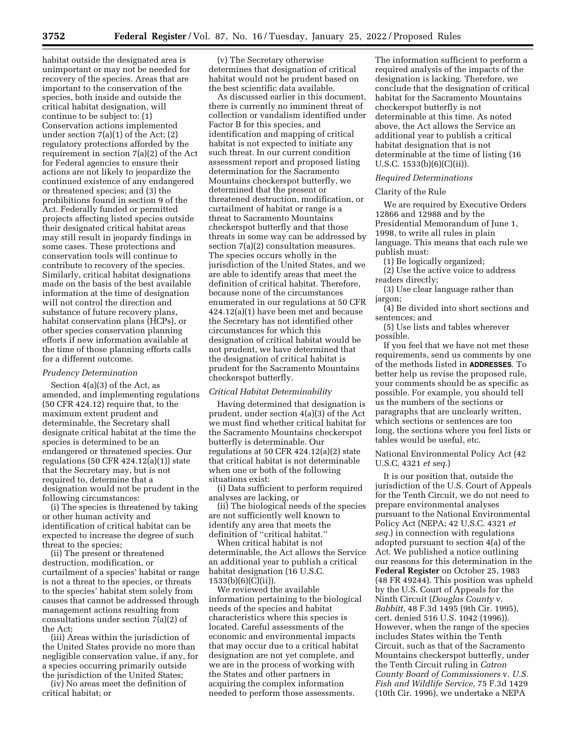habitat outside the designated area is unimportant or may not be needed for recovery of the species. Areas that are important to the conservation of the species, both inside and outside the critical habitat designation, will continue to be subject to: (1) Conservation actions implemented under section 7(a)(1) of the Act; (2) regulatory protections afforded by the requirement in section 7(a)(2) of the Act for Federal agencies to ensure their actions are not likely to jeopardize the continued existence of any endangered or threatened species; and (3) the prohibitions found in section 9 of the Act. Federally funded or permitted projects affecting listed species outside their designated critical habitat areas may still result in jeopardy findings in some cases. These protections and conservation tools will continue to contribute to recovery of the species. Similarly, critical habitat designations made on the basis of the best available information at the time of designation will not control the direction and substance of future recovery plans, habitat conservation plans (HCPs), or other species conservation planning efforts if new information available at the time of those planning efforts calls for a different outcome.

*Prudency Determination*

Section 4(a)(3) of the Act, as amended, and implementing regulations (50 CFR 424.12) require that, to the maximum extent prudent and determinable, the Secretary shall designate critical habitat at the time the species is determined to be an endangered or threatened species. Our regulations (50 CFR 424.12(a)(1)) state that the Secretary may, but is not required to, determine that a designation would not be prudent in the following circumstances:

(i) The species is threatened by taking or other human activity and identification of critical habitat can be expected to increase the degree of such threat to the species;

(ii) The present or threatened destruction, modification, or curtailment of a species' habitat or range is not a threat to the species, or threats to the species' habitat stem solely from causes that cannot be addressed through management actions resulting from consultations under section 7(a)(2) of the Act;

(iii) Areas within the jurisdiction of the United States provide no more than negligible conservation value, if any, for a species occurring primarily outside the jurisdiction of the United States;

(iv) No areas meet the definition of critical habitat; or

(v) The Secretary otherwise determines that designation of critical habitat would not be prudent based on the best scientific data available.

As discussed earlier in this document, there is currently no imminent threat of collection or vandalism identified under Factor B for this species, and identification and mapping of critical habitat is not expected to initiate any such threat. In our current condition assessment report and proposed listing determination for the Sacramento Mountains checkerspot butterfly, we determined that the present or threatened destruction, modification, or curtailment of habitat or range is a threat to Sacramento Mountains checkerspot butterfly and that those threats in some way can be addressed by section 7(a)(2) consultation measures. The species occurs wholly in the jurisdiction of the United States, and we are able to identify areas that meet the definition of critical habitat. Therefore, because none of the circumstances enumerated in our regulations at 50 CFR 424.12(a)(1) have been met and because the Secretary has not identified other circumstances for which this designation of critical habitat would be not prudent, we have determined that the designation of critical habitat is prudent for the Sacramento Mountains checkerspot butterfly.

*Critical Habitat Determinability*

Having determined that designation is prudent, under section 4(a)(3) of the Act we must find whether critical habitat for the Sacramento Mountains checkerspot butterfly is determinable. Our regulations at 50 CFR 424.12(a)(2) state that critical habitat is not determinable when one or both of the following situations exist:

(i) Data sufficient to perform required analyses are lacking, or

(ii) The biological needs of the species are not sufficiently well known to identify any area that meets the definition of "critical habitat."

When critical habitat is not determinable, the Act allows the Service an additional year to publish a critical habitat designation (16 U.S.C. 1533(b)(6)(C)(ii)).

We reviewed the available information pertaining to the biological needs of the species and habitat characteristics where this species is located. Careful assessments of the economic and environmental impacts that may occur due to a critical habitat designation are not yet complete, and we are in the process of working with the States and other partners in acquiring the complex information needed to perform those assessments. The information sufficient to perform a required analysis of the impacts of the designation is lacking. Therefore, we conclude that the designation of critical habitat for the Sacramento Mountains checkerspot butterfly is not determinable at this time. As noted above, the Act allows the Service an additional year to publish a critical habitat designation that is not determinable at the time of listing (16 U.S.C. 1533(b)(6)(C)(ii)).

*Required Determinations*

Clarity of the Rule

We are required by Executive Orders 12866 and 12988 and by the Presidential Memorandum of June 1, 1998, to write all rules in plain language. This means that each rule we publish must:

(1) Be logically organized;

(2) Use the active voice to address readers directly;

(3) Use clear language rather than jargon;

(4) Be divided into short sections and sentences; and

(5) Use lists and tables wherever possible.

If you feel that we have not met these requirements, send us comments by one of the methods listed in **ADDRESSES**. To better help us revise the proposed rule, your comments should be as specific as possible. For example, you should tell us the numbers of the sections or paragraphs that are unclearly written, which sections or sentences are too long, the sections where you feel lists or tables would be useful, etc.

National Environmental Policy Act (42 U.S.C. 4321 *et seq.*)

It is our position that, outside the jurisdiction of the U.S. Court of Appeals for the Tenth Circuit, we do not need to prepare environmental analyses pursuant to the National Environmental Policy Act (NEPA; 42 U.S.C. 4321 *et seq.*) in connection with regulations adopted pursuant to section 4(a) of the Act. We published a notice outlining our reasons for this determination in the **Federal Register** on October 25, 1983 (48 FR 49244). This position was upheld by the U.S. Court of Appeals for the Ninth Circuit (*Douglas County* v. *Babbitt,* 48 F.3d 1495 (9th Cir. 1995), cert. denied 516 U.S. 1042 (1996)). However, when the range of the species includes States within the Tenth Circuit, such as that of the Sacramento Mountains checkerspot butterfly, under the Tenth Circuit ruling in *Catron County Board of Commissioners* v. *U.S. Fish and Wildlife Service,* 75 F.3d 1429 (10th Cir. 1996), we undertake a NEPA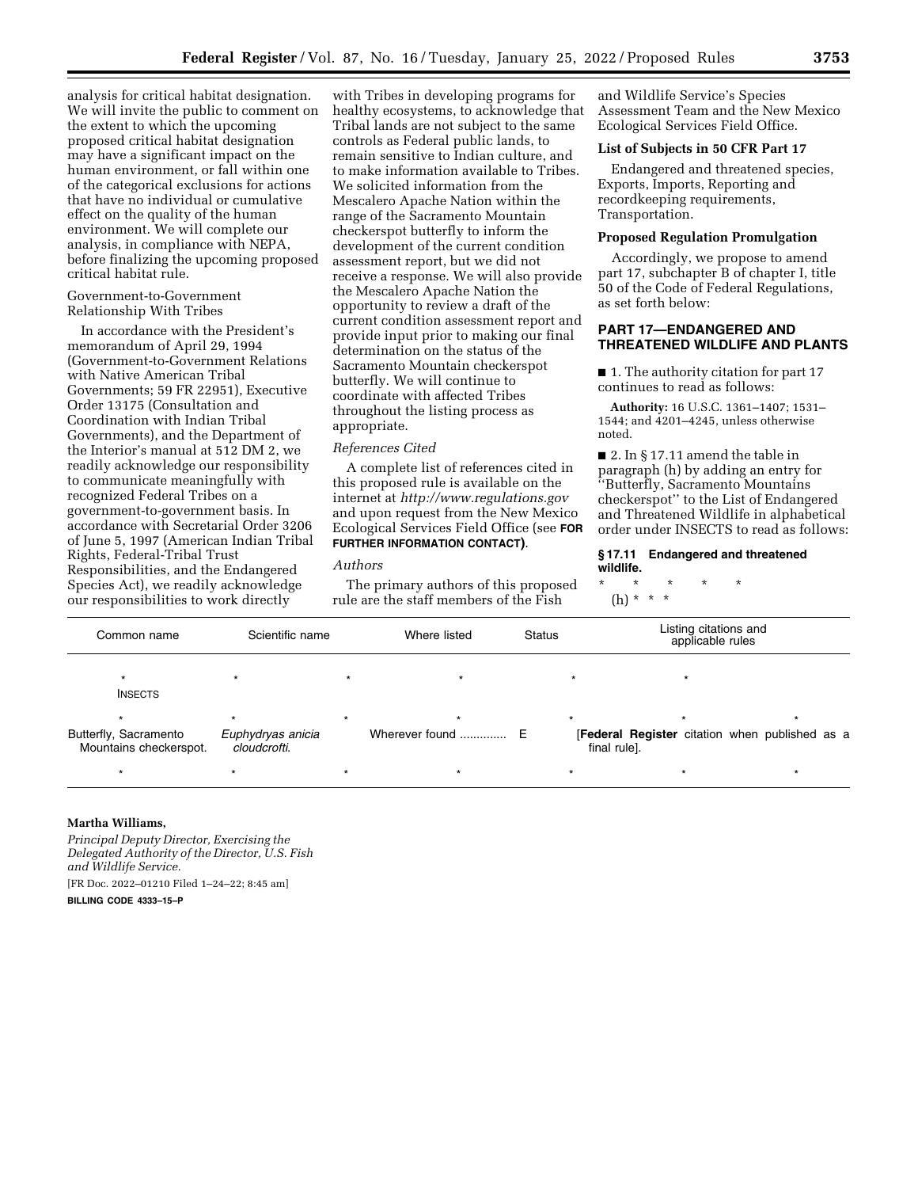analysis for critical habitat designation. We will invite the public to comment on the extent to which the upcoming proposed critical habitat designation may have a significant impact on the human environment, or fall within one of the categorical exclusions for actions that have no individual or cumulative effect on the quality of the human environment. We will complete our analysis, in compliance with NEPA, before finalizing the upcoming proposed critical habitat rule.

Government-to-Government Relationship With Tribes

In accordance with the President's memorandum of April 29, 1994 (Government-to-Government Relations with Native American Tribal Governments; 59 FR 22951), Executive Order 13175 (Consultation and Coordination with Indian Tribal Governments), and the Department of the Interior's manual at 512 DM 2, we readily acknowledge our responsibility to communicate meaningfully with recognized Federal Tribes on a government-to-government basis. In accordance with Secretarial Order 3206 of June 5, 1997 (American Indian Tribal Rights, Federal-Tribal Trust Responsibilities, and the Endangered Species Act), we readily acknowledge our responsibilities to work directly with Tribes in developing programs for healthy ecosystems, to acknowledge that Tribal lands are not subject to the same controls as Federal public lands, to remain sensitive to Indian culture, and to make information available to Tribes. We solicited information from the Mescalero Apache Nation within the range of the Sacramento Mountain checkerspot butterfly to inform the development of the current condition assessment report, but we did not receive a response. We will also provide the Mescalero Apache Nation the opportunity to review a draft of the current condition assessment report and provide input prior to making our final determination on the status of the Sacramento Mountain checkerspot butterfly. We will continue to coordinate with affected Tribes throughout the listing process as appropriate.

*References Cited*

A complete list of references cited in this proposed rule is available on the internet at *http://www.regulations.gov* and upon request from the New Mexico Ecological Services Field Office (see **FOR FURTHER INFORMATION CONTACT**).

*Authors*

The primary authors of this proposed rule are the staff members of the Fish and Wildlife Service's Species Assessment Team and the New Mexico Ecological Services Field Office.

**List of Subjects in 50 CFR Part 17**

Endangered and threatened species, Exports, Imports, Reporting and recordkeeping requirements, Transportation.

**Proposed Regulation Promulgation**

Accordingly, we propose to amend part 17, subchapter B of chapter I, title 50 of the Code of Federal Regulations, as set forth below:

## PART 17—ENDANGERED AND THREATENED WILDLIFE AND PLANTS

■ 1. The authority citation for part 17 continues to read as follows:

**Authority:** 16 U.S.C. 1361–1407; 1531–1544; and 4201–4245, unless otherwise noted.

■ 2. In § 17.11 amend the table in paragraph (h) by adding an entry for "Butterfly, Sacramento Mountains checkerspot" to the List of Endangered and Threatened Wildlife in alphabetical order under INSECTS to read as follows:

**§ 17.11 Endangered and threatened wildlife.**

\* \* \* \* \*

(h) \* \* \*

| Common name | Scientific name | Where listed | Status | Listing citations and applicable rules |
|---|---|---|---|---|
| * | * | * | * | * |
| INSECTS | | | | |
| * | * | * | * | * |
| Butterfly, Sacramento Mountains checkerspot. | *Euphydryas anicia cloudcrofti.* | Wherever found | E | [**Federal Register** citation when published as a final rule]. |
| * | * | * | * | * |

**Martha Williams,**

*Principal Deputy Director, Exercising the Delegated Authority of the Director, U.S. Fish and Wildlife Service.*

[FR Doc. 2022–01210 Filed 1–24–22; 8:45 am]

**BILLING CODE 4333–15–P**